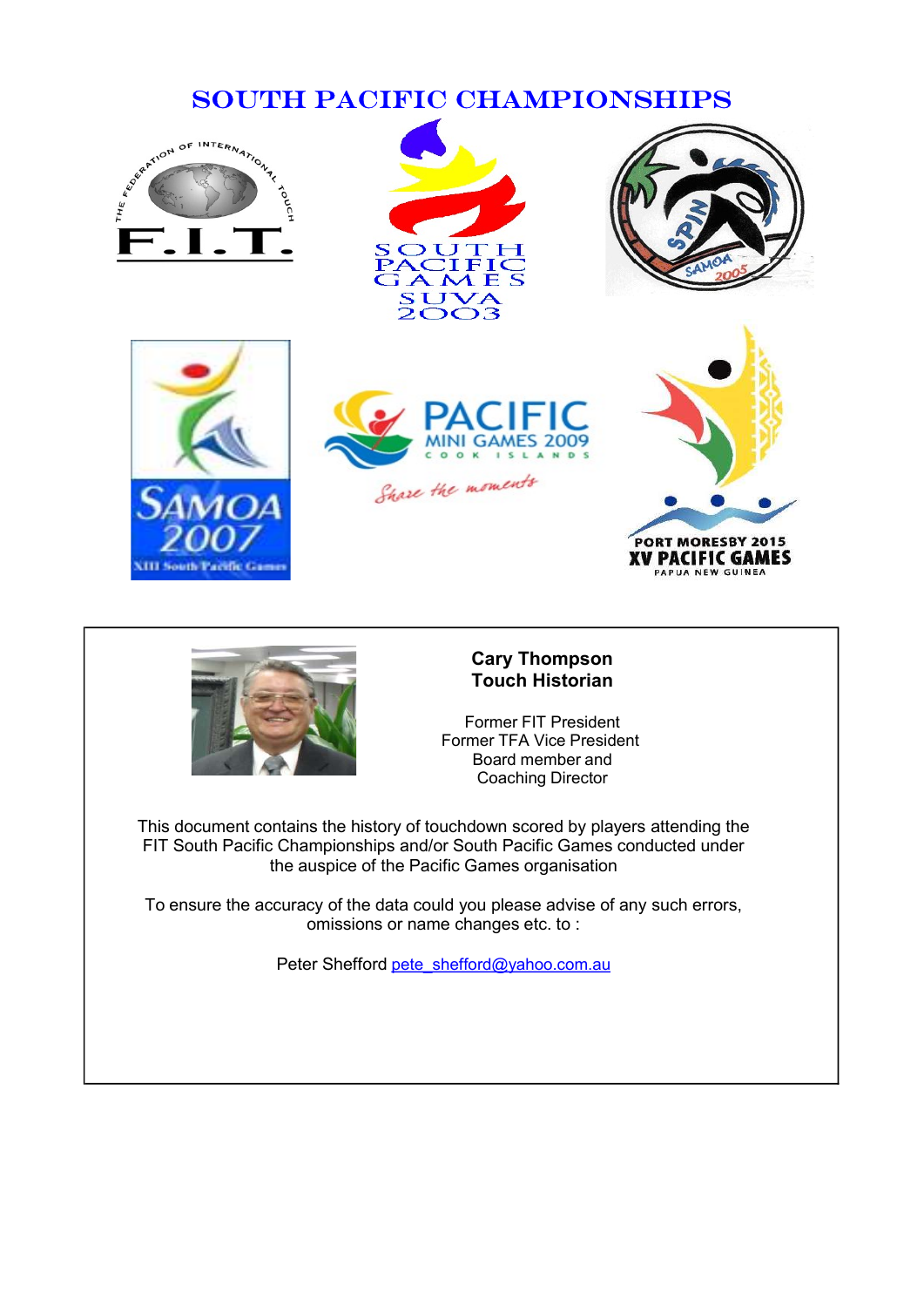# SOUTH PACIFIC CHAMPIONSHIPS

**Cary Thompson**
**Touch Historian**

Former FIT President
Former TFA Vice President
Board member and
Coaching Director

This document contains the history of touchdown scored by players attending the FIT South Pacific Championships and/or South Pacific Games conducted under the auspice of the Pacific Games organisation

To ensure the accuracy of the data could you please advise of any such errors, omissions or name changes etc. to :

Peter Shefford pete_shefford@yahoo.com.au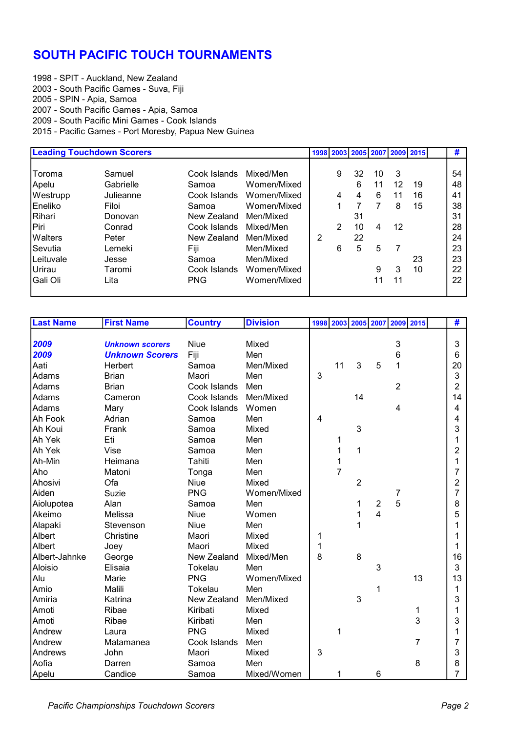# SOUTH PACIFIC TOUCH TOURNAMENTS

1998 - SPIT - Auckland, New Zealand
2003 - South Pacific Games - Suva, Fiji
2005 - SPIN - Apia, Samoa
2007 - South Pacific Games - Apia, Samoa
2009 - South Pacific Mini Games - Cook Islands
2015 - Pacific Games - Port Moresby, Papua New Guinea

| Leading Touchdown Scorers | | | | 1998 | 2003 | 2005 | 2007 | 2009 | 2015 | | # |
|---|---|---|---|---|---|---|---|---|---|---|---|
| Toroma | Samuel | Cook Islands | Mixed/Men | | 9 | 32 | 10 | 3 | | | 54 |
| Apelu | Gabrielle | Samoa | Women/Mixed | | | 6 | 11 | 12 | 19 | | 48 |
| Westrupp | Julieanne | Cook Islands | Women/Mixed | | 4 | 4 | 6 | 11 | 16 | | 41 |
| Eneliko | Filoi | Samoa | Women/Mixed | | 1 | 7 | 7 | 8 | 15 | | 38 |
| Rihari | Donovan | New Zealand | Men/Mixed | | | 31 | | | | | 31 |
| Piri | Conrad | Cook Islands | Mixed/Men | | 2 | 10 | 4 | 12 | | | 28 |
| Walters | Peter | New Zealand | Men/Mixed | 2 | | 22 | | | | | 24 |
| Sevutia | Lemeki | Fiji | Men/Mixed | | 6 | 5 | 5 | 7 | | | 23 |
| Leituvale | Jesse | Samoa | Men/Mixed | | | | | | 23 | | 23 |
| Urirau | Taromi | Cook Islands | Women/Mixed | | | | 9 | 3 | 10 | | 22 |
| Gali Oli | Lita | PNG | Women/Mixed | | | | 11 | 11 | | | 22 |

| Last Name | First Name | Country | Division | 1998 | 2003 | 2005 | 2007 | 2009 | 2015 | | # |
|---|---|---|---|---|---|---|---|---|---|---|---|
| ***2009*** | ***Unknown scorers*** | Niue | Mixed | | | | | 3 | | | 3 |
| ***2009*** | ***Unknown Scorers*** | Fiji | Men | | | | | 6 | | | 6 |
| Aati | Herbert | Samoa | Men/Mixed | | 11 | 3 | 5 | 1 | | | 20 |
| Adams | Brian | Maori | Men | 3 | | | | | | | 3 |
| Adams | Brian | Cook Islands | Men | | | | | 2 | | | 2 |
| Adams | Cameron | Cook Islands | Men/Mixed | | | 14 | | | | | 14 |
| Adams | Mary | Cook Islands | Women | | | | | 4 | | | 4 |
| Ah Fook | Adrian | Samoa | Men | 4 | | | | | | | 4 |
| Ah Koui | Frank | Samoa | Mixed | | | 3 | | | | | 3 |
| Ah Yek | Eti | Samoa | Men | | 1 | | | | | | 1 |
| Ah Yek | Vise | Samoa | Men | | 1 | 1 | | | | | 2 |
| Ah-Min | Heimana | Tahiti | Men | | 1 | | | | | | 1 |
| Aho | Matoni | Tonga | Men | | 7 | | | | | | 7 |
| Ahosivi | Ofa | Niue | Mixed | | | 2 | | | | | 2 |
| Aiden | Suzie | PNG | Women/Mixed | | | | | 7 | | | 7 |
| Aiolupotea | Alan | Samoa | Men | | | 1 | 2 | 5 | | | 8 |
| Akeimo | Melissa | Niue | Women | | | 1 | 4 | | | | 5 |
| Alapaki | Stevenson | Niue | Men | | | 1 | | | | | 1 |
| Albert | Christine | Maori | Mixed | 1 | | | | | | | 1 |
| Albert | Joey | Maori | Mixed | 1 | | | | | | | 1 |
| Albert-Jahnke | George | New Zealand | Mixed/Men | 8 | | 8 | | | | | 16 |
| Aloisio | Elisaia | Tokelau | Men | | | | 3 | | | | 3 |
| Alu | Marie | PNG | Women/Mixed | | | | | | 13 | | 13 |
| Amio | Malili | Tokelau | Men | | | | 1 | | | | 1 |
| Amiria | Katrina | New Zealand | Men/Mixed | | | 3 | | | | | 3 |
| Amoti | Ribae | Kiribati | Mixed | | | | | | 1 | | 1 |
| Amoti | Ribae | Kiribati | Men | | | | | | 3 | | 3 |
| Andrew | Laura | PNG | Mixed | | 1 | | | | | | 1 |
| Andrew | Matamanea | Cook Islands | Men | | | | | | 7 | | 7 |
| Andrews | John | Maori | Mixed | 3 | | | | | | | 3 |
| Aofia | Darren | Samoa | Men | | | | | | 8 | | 8 |
| Apelu | Candice | Samoa | Mixed/Women | | 1 | | 6 | | | | 7 |

*Pacific Championships Touchdown Scorers*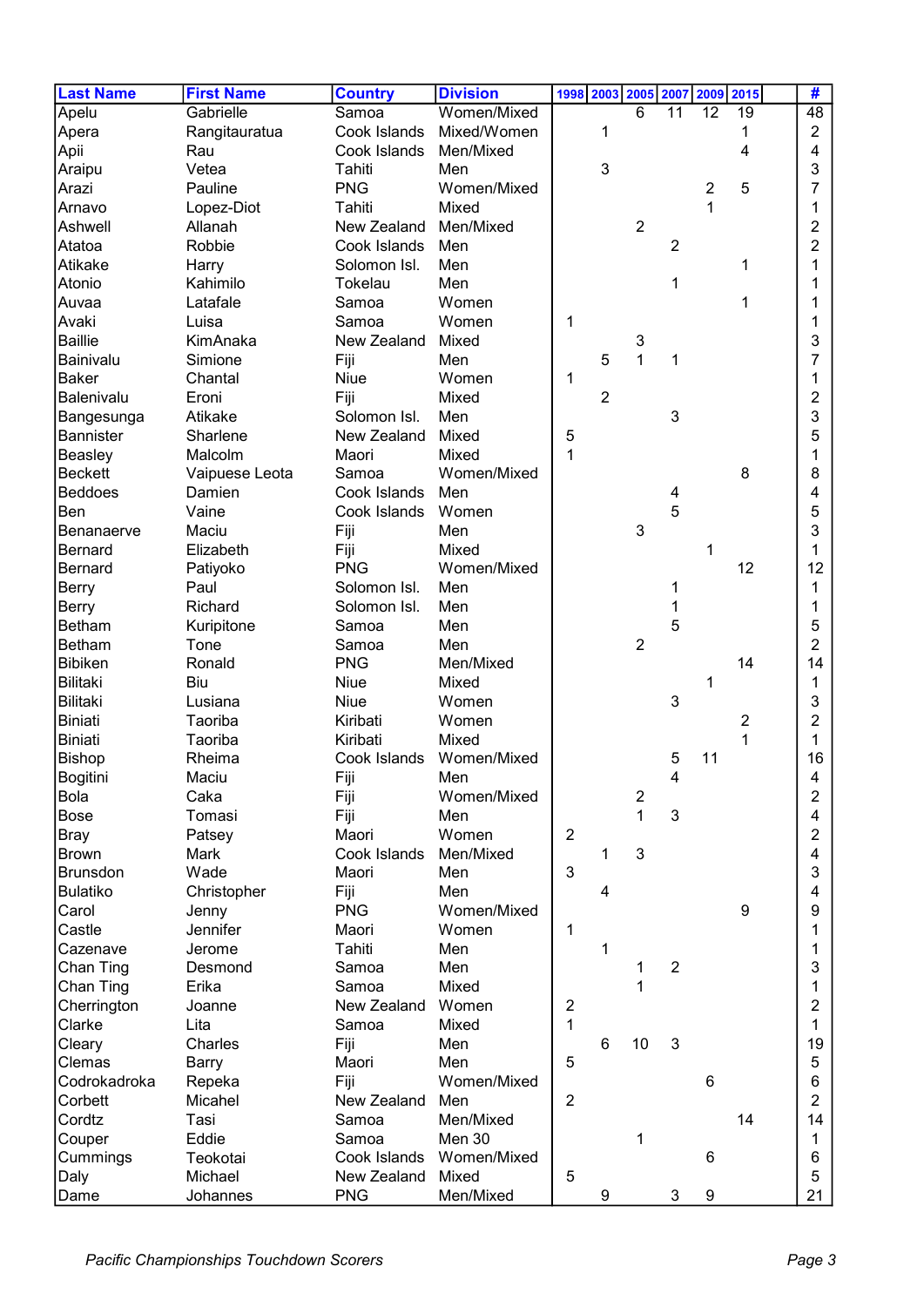| Last Name | First Name | Country | Division | 1998 | 2003 | 2005 | 2007 | 2009 | 2015 | | # |
|---|---|---|---|---|---|---|---|---|---|---|---|
| Apelu | Gabrielle | Samoa | Women/Mixed | | | 6 | 11 | 12 | 19 | | 48 |
| Apera | Rangitauratua | Cook Islands | Mixed/Women | | 1 | | | | 1 | | 2 |
| Apii | Rau | Cook Islands | Men/Mixed | | | | | | 4 | | 4 |
| Araipu | Vetea | Tahiti | Men | | 3 | | | | | | 3 |
| Arazi | Pauline | PNG | Women/Mixed | | | | | 2 | 5 | | 7 |
| Arnavo | Lopez-Diot | Tahiti | Mixed | | | | | 1 | | | 1 |
| Ashwell | Allanah | New Zealand | Men/Mixed | | | 2 | | | | | 2 |
| Atatoa | Robbie | Cook Islands | Men | | | | 2 | | | | 2 |
| Atikake | Harry | Solomon Isl. | Men | | | | | | 1 | | 1 |
| Atonio | Kahimilo | Tokelau | Men | | | | 1 | | | | 1 |
| Auvaa | Latafale | Samoa | Women | | | | | | 1 | | 1 |
| Avaki | Luisa | Samoa | Women | 1 | | | | | | | 1 |
| Baillie | KimAnaka | New Zealand | Mixed | | | 3 | | | | | 3 |
| Bainivalu | Simione | Fiji | Men | | 5 | 1 | 1 | | | | 7 |
| Baker | Chantal | Niue | Women | 1 | | | | | | | 1 |
| Balenivalu | Eroni | Fiji | Mixed | | 2 | | | | | | 2 |
| Bangesunga | Atikake | Solomon Isl. | Men | | | | 3 | | | | 3 |
| Bannister | Sharlene | New Zealand | Mixed | 5 | | | | | | | 5 |
| Beasley | Malcolm | Maori | Mixed | 1 | | | | | | | 1 |
| Beckett | Vaipuese Leota | Samoa | Women/Mixed | | | | | | 8 | | 8 |
| Beddoes | Damien | Cook Islands | Men | | | | 4 | | | | 4 |
| Ben | Vaine | Cook Islands | Women | | | | 5 | | | | 5 |
| Benanaerve | Maciu | Fiji | Men | | | 3 | | | | | 3 |
| Bernard | Elizabeth | Fiji | Mixed | | | | | 1 | | | 1 |
| Bernard | Patiyoko | PNG | Women/Mixed | | | | | | 12 | | 12 |
| Berry | Paul | Solomon Isl. | Men | | | | 1 | | | | 1 |
| Berry | Richard | Solomon Isl. | Men | | | | 1 | | | | 1 |
| Betham | Kuripitone | Samoa | Men | | | | 5 | | | | 5 |
| Betham | Tone | Samoa | Men | | | 2 | | | | | 2 |
| Bibiken | Ronald | PNG | Men/Mixed | | | | | | 14 | | 14 |
| Bilitaki | Biu | Niue | Mixed | | | | | 1 | | | 1 |
| Bilitaki | Lusiana | Niue | Women | | | | 3 | | | | 3 |
| Biniati | Taoriba | Kiribati | Women | | | | | | 2 | | 2 |
| Biniati | Taoriba | Kiribati | Mixed | | | | | | 1 | | 1 |
| Bishop | Rheima | Cook Islands | Women/Mixed | | | | 5 | 11 | | | 16 |
| Bogitini | Maciu | Fiji | Men | | | | 4 | | | | 4 |
| Bola | Caka | Fiji | Women/Mixed | | | 2 | | | | | 2 |
| Bose | Tomasi | Fiji | Men | | | 1 | 3 | | | | 4 |
| Bray | Patsey | Maori | Women | 2 | | | | | | | 2 |
| Brown | Mark | Cook Islands | Men/Mixed | | 1 | 3 | | | | | 4 |
| Brunsdon | Wade | Maori | Men | 3 | | | | | | | 3 |
| Bulatiko | Christopher | Fiji | Men | | 4 | | | | | | 4 |
| Carol | Jenny | PNG | Women/Mixed | | | | | | 9 | | 9 |
| Castle | Jennifer | Maori | Women | 1 | | | | | | | 1 |
| Cazenave | Jerome | Tahiti | Men | | 1 | | | | | | 1 |
| Chan Ting | Desmond | Samoa | Men | | | 1 | 2 | | | | 3 |
| Chan Ting | Erika | Samoa | Mixed | | | 1 | | | | | 1 |
| Cherrington | Joanne | New Zealand | Women | 2 | | | | | | | 2 |
| Clarke | Lita | Samoa | Mixed | 1 | | | | | | | 1 |
| Cleary | Charles | Fiji | Men | | 6 | 10 | 3 | | | | 19 |
| Clemas | Barry | Maori | Men | 5 | | | | | | | 5 |
| Codrokadroka | Repeka | Fiji | Women/Mixed | | | | | 6 | | | 6 |
| Corbett | Micahel | New Zealand | Men | 2 | | | | | | | 2 |
| Cordtz | Tasi | Samoa | Men/Mixed | | | | | | 14 | | 14 |
| Couper | Eddie | Samoa | Men 30 | | | 1 | | | | | 1 |
| Cummings | Teokotai | Cook Islands | Women/Mixed | | | | | 6 | | | 6 |
| Daly | Michael | New Zealand | Mixed | 5 | | | | | | | 5 |
| Dame | Johannes | PNG | Men/Mixed | | 9 | | 3 | 9 | | | 21 |

*Pacific Championships Touchdown Scorers*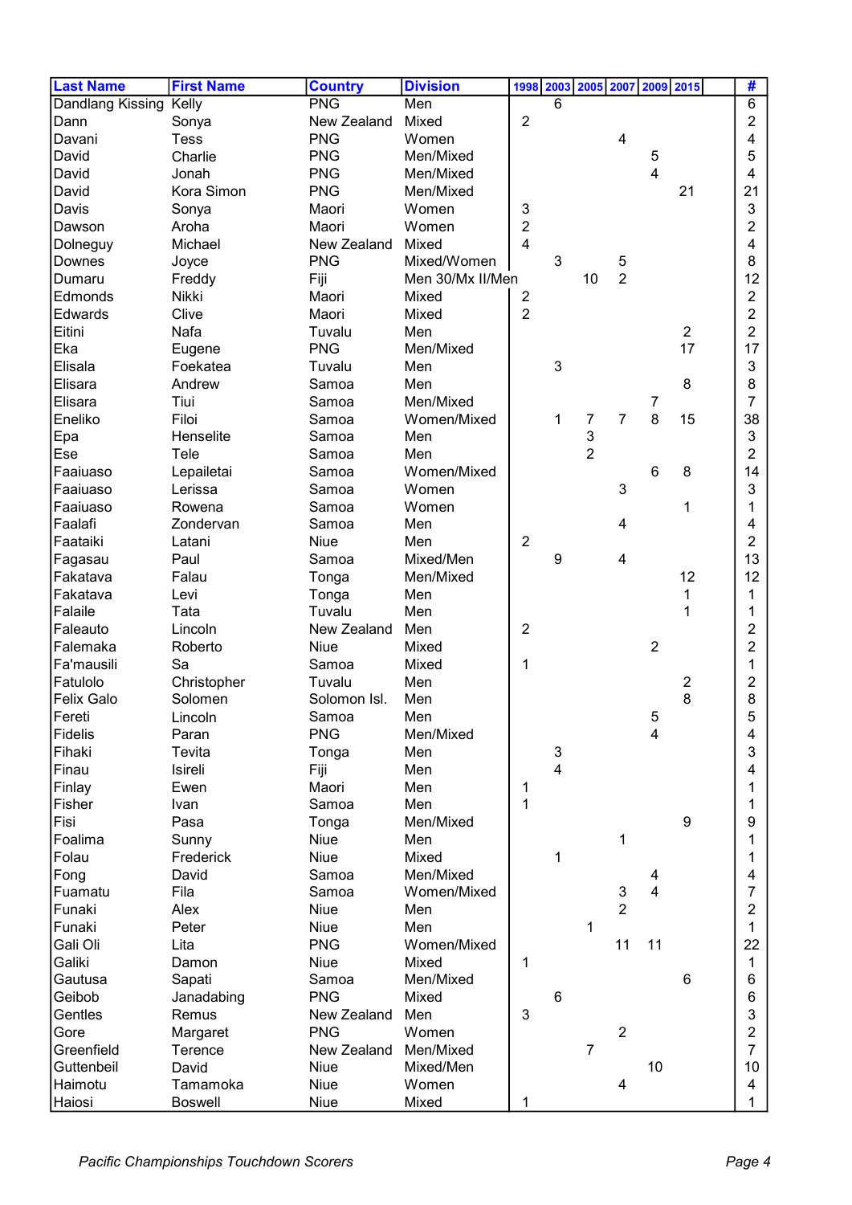| Last Name | First Name | Country | Division | 1998 | 2003 | 2005 | 2007 | 2009 | 2015 | | # |
|---|---|---|---|---|---|---|---|---|---|---|---|
| Dandlang Kissing | Kelly | PNG | Men | | 6 | | | | | | 6 |
| Dann | Sonya | New Zealand | Mixed | 2 | | | | | | | 2 |
| Davani | Tess | PNG | Women | | | | 4 | | | | 4 |
| David | Charlie | PNG | Men/Mixed | | | | | 5 | | | 5 |
| David | Jonah | PNG | Men/Mixed | | | | | 4 | | | 4 |
| David | Kora Simon | PNG | Men/Mixed | | | | | | 21 | | 21 |
| Davis | Sonya | Maori | Women | 3 | | | | | | | 3 |
| Dawson | Aroha | Maori | Women | 2 | | | | | | | 2 |
| Dolneguy | Michael | New Zealand | Mixed | 4 | | | | | | | 4 |
| Downes | Joyce | PNG | Mixed/Women | | 3 | | 5 | | | | 8 |
| Dumaru | Freddy | Fiji | Men 30/Mx II/Men | | | 10 | 2 | | | | 12 |
| Edmonds | Nikki | Maori | Mixed | 2 | | | | | | | 2 |
| Edwards | Clive | Maori | Mixed | 2 | | | | | | | 2 |
| Eitini | Nafa | Tuvalu | Men | | | | | | 2 | | 2 |
| Eka | Eugene | PNG | Men/Mixed | | | | | | 17 | | 17 |
| Elisala | Foekatea | Tuvalu | Men | | 3 | | | | | | 3 |
| Elisara | Andrew | Samoa | Men | | | | | | 8 | | 8 |
| Elisara | Tiui | Samoa | Men/Mixed | | | | | 7 | | | 7 |
| Eneliko | Filoi | Samoa | Women/Mixed | | 1 | 7 | 7 | 8 | 15 | | 38 |
| Epa | Henselite | Samoa | Men | | | 3 | | | | | 3 |
| Ese | Tele | Samoa | Men | | | 2 | | | | | 2 |
| Faaiuaso | Lepailetai | Samoa | Women/Mixed | | | | | 6 | 8 | | 14 |
| Faaiuaso | Lerissa | Samoa | Women | | | | 3 | | | | 3 |
| Faaiuaso | Rowena | Samoa | Women | | | | | | 1 | | 1 |
| Faalafi | Zondervan | Samoa | Men | | | | 4 | | | | 4 |
| Faataiki | Latani | Niue | Men | 2 | | | | | | | 2 |
| Fagasau | Paul | Samoa | Mixed/Men | | 9 | | 4 | | | | 13 |
| Fakatava | Falau | Tonga | Men/Mixed | | | | | | 12 | | 12 |
| Fakatava | Levi | Tonga | Men | | | | | | 1 | | 1 |
| Falaile | Tata | Tuvalu | Men | | | | | | 1 | | 1 |
| Faleauto | Lincoln | New Zealand | Men | 2 | | | | | | | 2 |
| Falemaka | Roberto | Niue | Mixed | | | | | 2 | | | 2 |
| Fa'mausili | Sa | Samoa | Mixed | 1 | | | | | | | 1 |
| Fatulolo | Christopher | Tuvalu | Men | | | | | | 2 | | 2 |
| Felix Galo | Solomen | Solomon Isl. | Men | | | | | | 8 | | 8 |
| Fereti | Lincoln | Samoa | Men | | | | | 5 | | | 5 |
| Fidelis | Paran | PNG | Men/Mixed | | | | | 4 | | | 4 |
| Fihaki | Tevita | Tonga | Men | | 3 | | | | | | 3 |
| Finau | Isireli | Fiji | Men | | 4 | | | | | | 4 |
| Finlay | Ewen | Maori | Men | 1 | | | | | | | 1 |
| Fisher | Ivan | Samoa | Men | 1 | | | | | | | 1 |
| Fisi | Pasa | Tonga | Men/Mixed | | | | | | 9 | | 9 |
| Foalima | Sunny | Niue | Men | | | | 1 | | | | 1 |
| Folau | Frederick | Niue | Mixed | | 1 | | | | | | 1 |
| Fong | David | Samoa | Men/Mixed | | | | | 4 | | | 4 |
| Fuamatu | Fila | Samoa | Women/Mixed | | | | 3 | 4 | | | 7 |
| Funaki | Alex | Niue | Men | | | | 2 | | | | 2 |
| Funaki | Peter | Niue | Men | | | 1 | | | | | 1 |
| Gali Oli | Lita | PNG | Women/Mixed | | | | 11 | 11 | | | 22 |
| Galiki | Damon | Niue | Mixed | 1 | | | | | | | 1 |
| Gautusa | Sapati | Samoa | Men/Mixed | | | | | | 6 | | 6 |
| Geibob | Janadabing | PNG | Mixed | | 6 | | | | | | 6 |
| Gentles | Remus | New Zealand | Men | 3 | | | | | | | 3 |
| Gore | Margaret | PNG | Women | | | | 2 | | | | 2 |
| Greenfield | Terence | New Zealand | Men/Mixed | | | 7 | | | | | 7 |
| Guttenbeil | David | Niue | Mixed/Men | | | | | 10 | | | 10 |
| Haimotu | Tamamoka | Niue | Women | | | | 4 | | | | 4 |
| Haiosi | Boswell | Niue | Mixed | 1 | | | | | | | 1 |

*Pacific Championships Touchdown Scorers*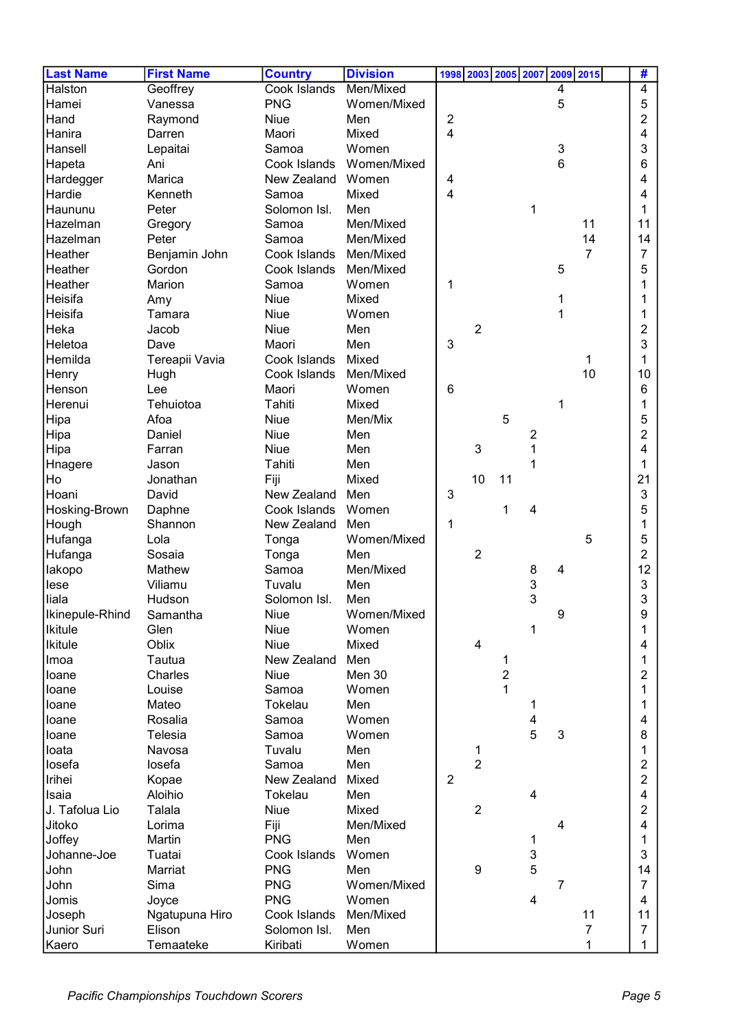| Last Name | First Name | Country | Division | 1998 | 2003 | 2005 | 2007 | 2009 | 2015 | | # |
|---|---|---|---|---|---|---|---|---|---|---|---|
| Halston | Geoffrey | Cook Islands | Men/Mixed | | | | | 4 | | | 4 |
| Hamei | Vanessa | PNG | Women/Mixed | | | | | 5 | | | 5 |
| Hand | Raymond | Niue | Men | 2 | | | | | | | 2 |
| Hanira | Darren | Maori | Mixed | 4 | | | | | | | 4 |
| Hansell | Lepaitai | Samoa | Women | | | | | 3 | | | 3 |
| Hapeta | Ani | Cook Islands | Women/Mixed | | | | | 6 | | | 6 |
| Hardegger | Marica | New Zealand | Women | 4 | | | | | | | 4 |
| Hardie | Kenneth | Samoa | Mixed | 4 | | | | | | | 4 |
| Haununu | Peter | Solomon Isl. | Men | | | | 1 | | | | 1 |
| Hazelman | Gregory | Samoa | Men/Mixed | | | | | | 11 | | 11 |
| Hazelman | Peter | Samoa | Men/Mixed | | | | | | 14 | | 14 |
| Heather | Benjamin John | Cook Islands | Men/Mixed | | | | | | 7 | | 7 |
| Heather | Gordon | Cook Islands | Men/Mixed | | | | | 5 | | | 5 |
| Heather | Marion | Samoa | Women | 1 | | | | | | | 1 |
| Heisifa | Amy | Niue | Mixed | | | | | 1 | | | 1 |
| Heisifa | Tamara | Niue | Women | | | | | 1 | | | 1 |
| Heka | Jacob | Niue | Men | | 2 | | | | | | 2 |
| Heletoa | Dave | Maori | Men | 3 | | | | | | | 3 |
| Hemilda | Tereapii Vavia | Cook Islands | Mixed | | | | | | 1 | | 1 |
| Henry | Hugh | Cook Islands | Men/Mixed | | | | | | 10 | | 10 |
| Henson | Lee | Maori | Women | 6 | | | | | | | 6 |
| Herenui | Tehuiotoa | Tahiti | Mixed | | | | | 1 | | | 1 |
| Hipa | Afoa | Niue | Men/Mix | | | 5 | | | | | 5 |
| Hipa | Daniel | Niue | Men | | | | 2 | | | | 2 |
| Hipa | Farran | Niue | Men | | 3 | | 1 | | | | 4 |
| Hnagere | Jason | Tahiti | Men | | | | 1 | | | | 1 |
| Ho | Jonathan | Fiji | Mixed | | 10 | 11 | | | | | 21 |
| Hoani | David | New Zealand | Men | 3 | | | | | | | 3 |
| Hosking-Brown | Daphne | Cook Islands | Women | | | 1 | 4 | | | | 5 |
| Hough | Shannon | New Zealand | Men | 1 | | | | | | | 1 |
| Hufanga | Lola | Tonga | Women/Mixed | | | | | | 5 | | 5 |
| Hufanga | Sosaia | Tonga | Men | | 2 | | | | | | 2 |
| Iakopo | Mathew | Samoa | Men/Mixed | | | | 8 | 4 | | | 12 |
| Iese | Viliamu | Tuvalu | Men | | | | 3 | | | | 3 |
| Iiala | Hudson | Solomon Isl. | Men | | | | 3 | | | | 3 |
| Ikinepule-Rhind | Samantha | Niue | Women/Mixed | | | | | 9 | | | 9 |
| Ikitule | Glen | Niue | Women | | | | 1 | | | | 1 |
| Ikitule | Oblix | Niue | Mixed | | 4 | | | | | | 4 |
| Imoa | Tautua | New Zealand | Men | | | 1 | | | | | 1 |
| Ioane | Charles | Niue | Men 30 | | | 2 | | | | | 2 |
| Ioane | Louise | Samoa | Women | | | 1 | | | | | 1 |
| Ioane | Mateo | Tokelau | Men | | | | 1 | | | | 1 |
| Ioane | Rosalia | Samoa | Women | | | | 4 | | | | 4 |
| Ioane | Telesia | Samoa | Women | | | | 5 | 3 | | | 8 |
| Ioata | Navosa | Tuvalu | Men | | 1 | | | | | | 1 |
| Iosefa | Iosefa | Samoa | Men | | 2 | | | | | | 2 |
| Irihei | Kopae | New Zealand | Mixed | 2 | | | | | | | 2 |
| Isaia | Aloihio | Tokelau | Men | | | | 4 | | | | 4 |
| J. Tafolua Lio | Talala | Niue | Mixed | | 2 | | | | | | 2 |
| Jitoko | Lorima | Fiji | Men/Mixed | | | | | 4 | | | 4 |
| Joffey | Martin | PNG | Men | | | | 1 | | | | 1 |
| Johanne-Joe | Tuatai | Cook Islands | Women | | | | 3 | | | | 3 |
| John | Marriat | PNG | Men | | 9 | | 5 | | | | 14 |
| John | Sima | PNG | Women/Mixed | | | | | 7 | | | 7 |
| Jomis | Joyce | PNG | Women | | | | 4 | | | | 4 |
| Joseph | Ngatupuna Hiro | Cook Islands | Men/Mixed | | | | | | 11 | | 11 |
| Junior Suri | Elison | Solomon Isl. | Men | | | | | | 7 | | 7 |
| Kaeero | Temaateke | Kiribati | Women | | | | | | 1 | | 1 |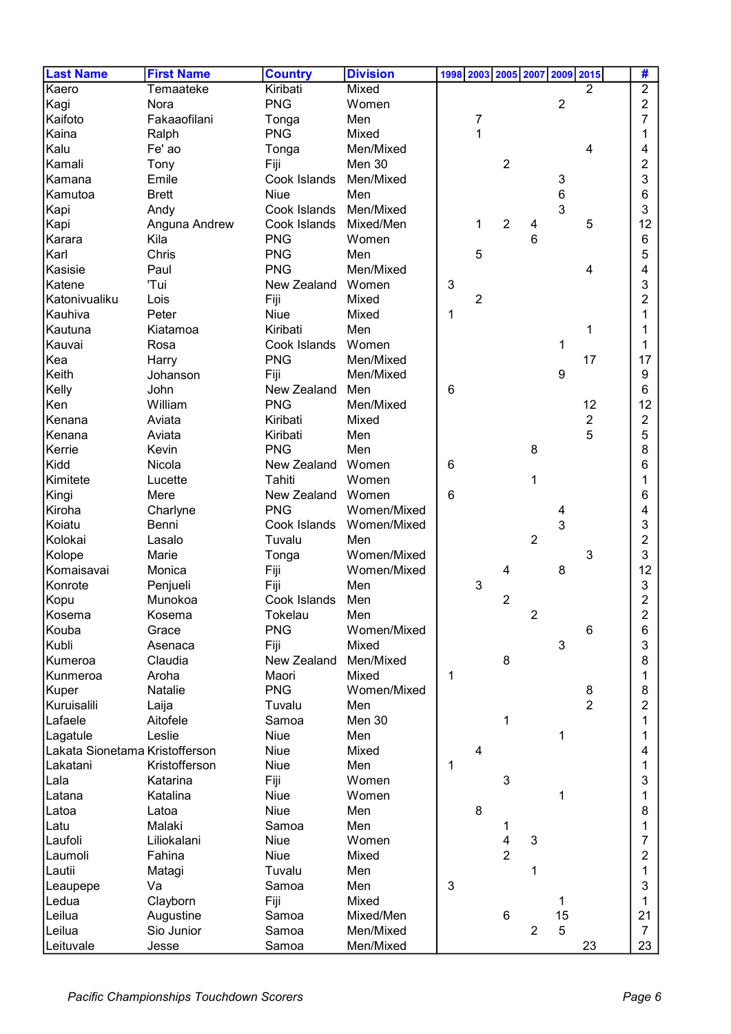| Last Name | First Name | Country | Division | 1998 | 2003 | 2005 | 2007 | 2009 | 2015 | | # |
|---|---|---|---|---|---|---|---|---|---|---|---|
| Kaero | Temaateke | Kiribati | Mixed | | | | | | 2 | | 2 |
| Kagi | Nora | PNG | Women | | | | | 2 | | | 2 |
| Kaifoto | Fakaaofilani | Tonga | Men | | 7 | | | | | | 7 |
| Kaina | Ralph | PNG | Mixed | | 1 | | | | | | 1 |
| Kalu | Fe' ao | Tonga | Men/Mixed | | | | | | 4 | | 4 |
| Kamali | Tony | Fiji | Men 30 | | | 2 | | | | | 2 |
| Kamana | Emile | Cook Islands | Men/Mixed | | | | | 3 | | | 3 |
| Kamutoa | Brett | Niue | Men | | | | | 6 | | | 6 |
| Kapi | Andy | Cook Islands | Men/Mixed | | | | | 3 | | | 3 |
| Kapi | Anguna Andrew | Cook Islands | Mixed/Men | | 1 | 2 | 4 | | 5 | | 12 |
| Karara | Kila | PNG | Women | | | | 6 | | | | 6 |
| Karl | Chris | PNG | Men | | 5 | | | | | | 5 |
| Kasisie | Paul | PNG | Men/Mixed | | | | | | 4 | | 4 |
| Katene | 'Tui | New Zealand | Women | 3 | | | | | | | 3 |
| Katonivualiku | Lois | Fiji | Mixed | | 2 | | | | | | 2 |
| Kauhiva | Peter | Niue | Mixed | 1 | | | | | | | 1 |
| Kautuna | Kiatamoa | Kiribati | Men | | | | | | 1 | | 1 |
| Kauvai | Rosa | Cook Islands | Women | | | | | 1 | | | 1 |
| Kea | Harry | PNG | Men/Mixed | | | | | | 17 | | 17 |
| Keith | Johanson | Fiji | Men/Mixed | | | | | 9 | | | 9 |
| Kelly | John | New Zealand | Men | 6 | | | | | | | 6 |
| Ken | William | PNG | Men/Mixed | | | | | | 12 | | 12 |
| Kenana | Aviata | Kiribati | Mixed | | | | | | 2 | | 2 |
| Kenana | Aviata | Kiribati | Men | | | | | | 5 | | 5 |
| Kerrie | Kevin | PNG | Men | | | | 8 | | | | 8 |
| Kidd | Nicola | New Zealand | Women | 6 | | | | | | | 6 |
| Kimitete | Lucette | Tahiti | Women | | | | 1 | | | | 1 |
| Kingi | Mere | New Zealand | Women | 6 | | | | | | | 6 |
| Kiroha | Charlyne | PNG | Women/Mixed | | | | | 4 | | | 4 |
| Koiatu | Benni | Cook Islands | Women/Mixed | | | | | 3 | | | 3 |
| Kolokai | Lasalo | Tuvalu | Men | | | | 2 | | | | 2 |
| Kolope | Marie | Tonga | Women/Mixed | | | | | | 3 | | 3 |
| Komaisavai | Monica | Fiji | Women/Mixed | | | 4 | | 8 | | | 12 |
| Konrote | Penjueli | Fiji | Men | | 3 | | | | | | 3 |
| Kopu | Munokoa | Cook Islands | Men | | | 2 | | | | | 2 |
| Kosema | Kosema | Tokelau | Men | | | | 2 | | | | 2 |
| Kouba | Grace | PNG | Women/Mixed | | | | | | 6 | | 6 |
| Kubli | Asenaca | Fiji | Mixed | | | | | 3 | | | 3 |
| Kumeroa | Claudia | New Zealand | Men/Mixed | | | 8 | | | | | 8 |
| Kunmeroa | Aroha | Maori | Mixed | 1 | | | | | | | 1 |
| Kuper | Natalie | PNG | Women/Mixed | | | | | | 8 | | 8 |
| Kuruisalili | Laija | Tuvalu | Men | | | | | | 2 | | 2 |
| Lafaele | Aitofele | Samoa | Men 30 | | | 1 | | | | | 1 |
| Lagatule | Leslie | Niue | Men | | | | | 1 | | | 1 |
| Lakata Sionetama | Kristofferson | Niue | Mixed | | 4 | | | | | | 4 |
| Lakatani | Kristofferson | Niue | Men | 1 | | | | | | | 1 |
| Lala | Katarina | Fiji | Women | | | 3 | | | | | 3 |
| Latana | Katalina | Niue | Women | | | | | 1 | | | 1 |
| Latoa | Latoa | Niue | Men | | 8 | | | | | | 8 |
| Latu | Malaki | Samoa | Men | | | 1 | | | | | 1 |
| Laufoli | Liliokalani | Niue | Women | | | 4 | 3 | | | | 7 |
| Laumoli | Fahina | Niue | Mixed | | | 2 | | | | | 2 |
| Lautii | Matagi | Tuvalu | Men | | | | 1 | | | | 1 |
| Leaupepe | Va | Samoa | Men | 3 | | | | | | | 3 |
| Ledua | Clayborn | Fiji | Mixed | | | | | 1 | | | 1 |
| Leilua | Augustine | Samoa | Mixed/Men | | | 6 | | 15 | | | 21 |
| Leilua | Sio Junior | Samoa | Men/Mixed | | | | 2 | 5 | | | 7 |
| Leituvale | Jesse | Samoa | Men/Mixed | | | | | | 23 | | 23 |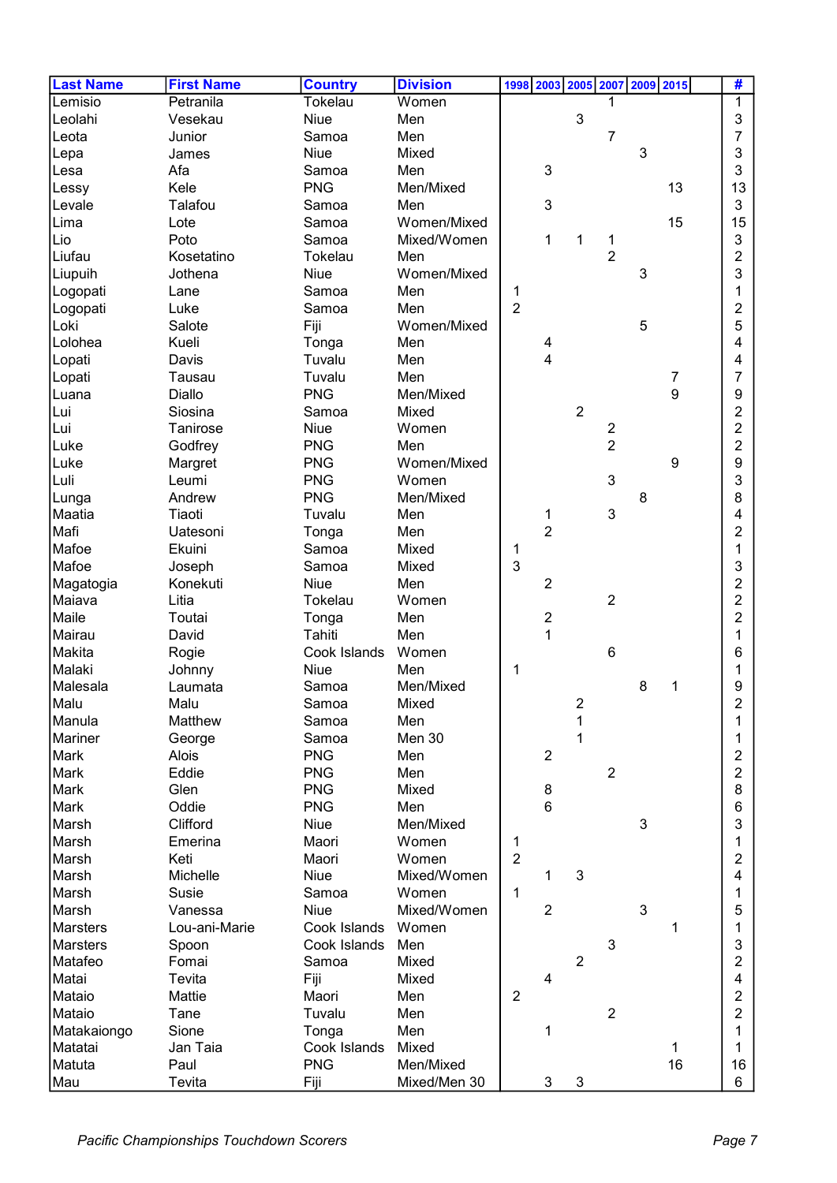| Last Name | First Name | Country | Division | 1998 | 2003 | 2005 | 2007 | 2009 | 2015 | | # |
|---|---|---|---|---|---|---|---|---|---|---|---|
| Lemisio | Petranila | Tokelau | Women | | | | 1 | | | | 1 |
| Leolahi | Vesekau | Niue | Men | | | 3 | | | | | 3 |
| Leota | Junior | Samoa | Men | | | | 7 | | | | 7 |
| Lepa | James | Niue | Mixed | | | | | 3 | | | 3 |
| Lesa | Afa | Samoa | Men | | 3 | | | | | | 3 |
| Lessy | Kele | PNG | Men/Mixed | | | | | | 13 | | 13 |
| Levale | Talafou | Samoa | Men | | 3 | | | | | | 3 |
| Lima | Lote | Samoa | Women/Mixed | | | | | | 15 | | 15 |
| Lio | Poto | Samoa | Mixed/Women | | 1 | 1 | 1 | | | | 3 |
| Liufau | Kosetatino | Tokelau | Men | | | | 2 | | | | 2 |
| Liupuih | Jothena | Niue | Women/Mixed | | | | | 3 | | | 3 |
| Logopati | Lane | Samoa | Men | 1 | | | | | | | 1 |
| Logopati | Luke | Samoa | Men | 2 | | | | | | | 2 |
| Loki | Salote | Fiji | Women/Mixed | | | | | 5 | | | 5 |
| Lolohea | Kueli | Tonga | Men | | 4 | | | | | | 4 |
| Lopati | Davis | Tuvalu | Men | | 4 | | | | | | 4 |
| Lopati | Tausau | Tuvalu | Men | | | | | | 7 | | 7 |
| Luana | Diallo | PNG | Men/Mixed | | | | | | 9 | | 9 |
| Lui | Siosina | Samoa | Mixed | | | 2 | | | | | 2 |
| Lui | Tanirose | Niue | Women | | | | 2 | | | | 2 |
| Luke | Godfrey | PNG | Men | | | | 2 | | | | 2 |
| Luke | Margret | PNG | Women/Mixed | | | | | | 9 | | 9 |
| Luli | Leumi | PNG | Women | | | | 3 | | | | 3 |
| Lunga | Andrew | PNG | Men/Mixed | | | | | 8 | | | 8 |
| Maatia | Tiaoti | Tuvalu | Men | | 1 | | 3 | | | | 4 |
| Mafi | Uatesoni | Tonga | Men | | 2 | | | | | | 2 |
| Mafoe | Ekuini | Samoa | Mixed | 1 | | | | | | | 1 |
| Mafoe | Joseph | Samoa | Mixed | 3 | | | | | | | 3 |
| Magatogia | Konekuti | Niue | Men | | 2 | | | | | | 2 |
| Maiava | Litia | Tokelau | Women | | | | 2 | | | | 2 |
| Maile | Toutai | Tonga | Men | | 2 | | | | | | 2 |
| Mairau | David | Tahiti | Men | | 1 | | | | | | 1 |
| Makita | Rogie | Cook Islands | Women | | | | 6 | | | | 6 |
| Malaki | Johnny | Niue | Men | 1 | | | | | | | 1 |
| Malesala | Laumata | Samoa | Men/Mixed | | | | | 8 | 1 | | 9 |
| Malu | Malu | Samoa | Mixed | | | 2 | | | | | 2 |
| Manula | Matthew | Samoa | Men | | | 1 | | | | | 1 |
| Mariner | George | Samoa | Men 30 | | | 1 | | | | | 1 |
| Mark | Alois | PNG | Men | | 2 | | | | | | 2 |
| Mark | Eddie | PNG | Men | | | | 2 | | | | 2 |
| Mark | Glen | PNG | Mixed | | 8 | | | | | | 8 |
| Mark | Oddie | PNG | Men | | 6 | | | | | | 6 |
| Marsh | Clifford | Niue | Men/Mixed | | | | | 3 | | | 3 |
| Marsh | Emerina | Maori | Women | 1 | | | | | | | 1 |
| Marsh | Keti | Maori | Women | 2 | | | | | | | 2 |
| Marsh | Michelle | Niue | Mixed/Women | | 1 | 3 | | | | | 4 |
| Marsh | Susie | Samoa | Women | 1 | | | | | | | 1 |
| Marsh | Vanessa | Niue | Mixed/Women | | 2 | | | 3 | | | 5 |
| Marsters | Lou-ani-Marie | Cook Islands | Women | | | | | | 1 | | 1 |
| Marsters | Spoon | Cook Islands | Men | | | | 3 | | | | 3 |
| Matafeo | Fomai | Samoa | Mixed | | | 2 | | | | | 2 |
| Matai | Tevita | Fiji | Mixed | | 4 | | | | | | 4 |
| Mataio | Mattie | Maori | Men | 2 | | | | | | | 2 |
| Mataio | Tane | Tuvalu | Men | | | | 2 | | | | 2 |
| Matakaiongo | Sione | Tonga | Men | | 1 | | | | | | 1 |
| Matatai | Jan Taia | Cook Islands | Mixed | | | | | | 1 | | 1 |
| Matuta | Paul | PNG | Men/Mixed | | | | | | 16 | | 16 |
| Mau | Tevita | Fiji | Mixed/Men 30 | | 3 | 3 | | | | | 6 |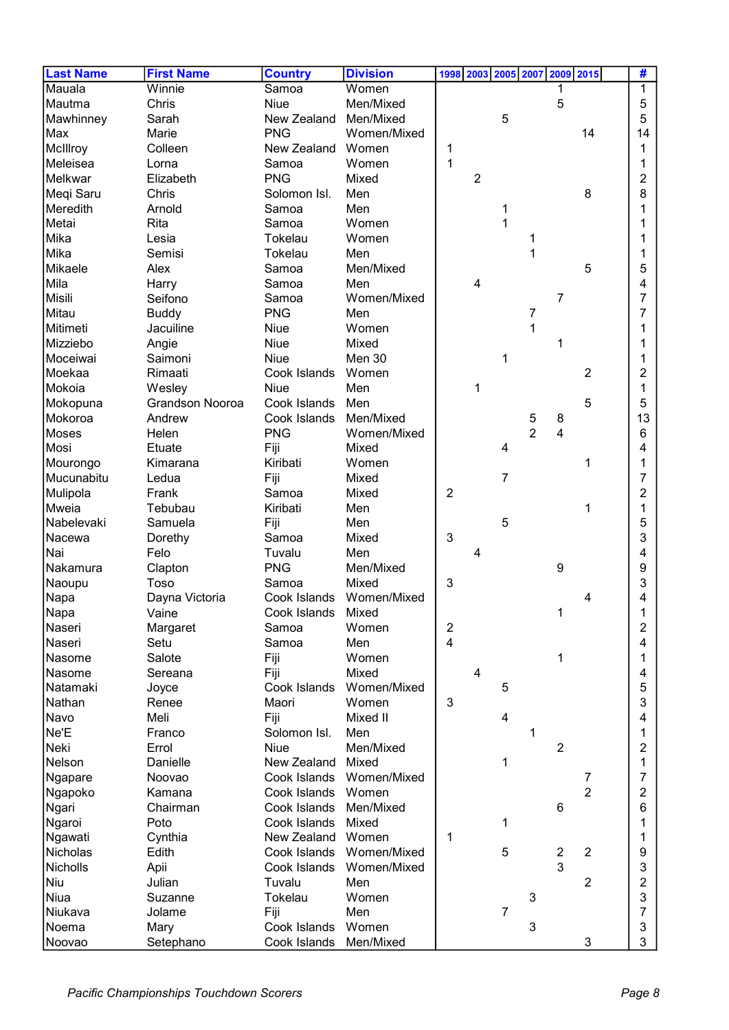| Last Name | First Name | Country | Division | 1998 | 2003 | 2005 | 2007 | 2009 | 2015 | # |
|---|---|---|---|---|---|---|---|---|---|---|
| Mauala | Winnie | Samoa | Women | | | | | 1 | | 1 |
| Mautma | Chris | Niue | Men/Mixed | | | | | 5 | | 5 |
| Mawhinney | Sarah | New Zealand | Men/Mixed | | | 5 | | | | 5 |
| Max | Marie | PNG | Women/Mixed | | | | | | 14 | 14 |
| McIllroy | Colleen | New Zealand | Women | 1 | | | | | | 1 |
| Meleisea | Lorna | Samoa | Women | 1 | | | | | | 1 |
| Melkwar | Elizabeth | PNG | Mixed | | 2 | | | | | 2 |
| Meqi Saru | Chris | Solomon Isl. | Men | | | | | | 8 | 8 |
| Meredith | Arnold | Samoa | Men | | | 1 | | | | 1 |
| Metai | Rita | Samoa | Women | | | 1 | | | | 1 |
| Mika | Lesia | Tokelau | Women | | | | 1 | | | 1 |
| Mika | Semisi | Tokelau | Men | | | | 1 | | | 1 |
| Mikaele | Alex | Samoa | Men/Mixed | | | | | | 5 | 5 |
| Mila | Harry | Samoa | Men | | 4 | | | | | 4 |
| Misili | Seifono | Samoa | Women/Mixed | | | | | 7 | | 7 |
| Mitau | Buddy | PNG | Men | | | | 7 | | | 7 |
| Mitimeti | Jacuiline | Niue | Women | | | | 1 | | | 1 |
| Mizziebo | Angie | Niue | Mixed | | | | | 1 | | 1 |
| Moceiwai | Saimoni | Niue | Men 30 | | | 1 | | | | 1 |
| Moekaa | Rimaati | Cook Islands | Women | | | | | | 2 | 2 |
| Mokoia | Wesley | Niue | Men | | 1 | | | | | 1 |
| Mokopuna | Grandson Nooroa | Cook Islands | Men | | | | | | 5 | 5 |
| Mokoroa | Andrew | Cook Islands | Men/Mixed | | | | 5 | 8 | | 13 |
| Moses | Helen | PNG | Women/Mixed | | | | 2 | 4 | | 6 |
| Mosi | Etuate | Fiji | Mixed | | | 4 | | | | 4 |
| Mourongo | Kimarana | Kiribati | Women | | | | | | 1 | 1 |
| Mucunabitu | Ledua | Fiji | Mixed | | | 7 | | | | 7 |
| Mulipola | Frank | Samoa | Mixed | 2 | | | | | | 2 |
| Mweia | Tebubau | Kiribati | Men | | | | | | 1 | 1 |
| Nabelevaki | Samuela | Fiji | Men | | | 5 | | | | 5 |
| Nacewa | Dorethy | Samoa | Mixed | 3 | | | | | | 3 |
| Nai | Felo | Tuvalu | Men | | 4 | | | | | 4 |
| Nakamura | Clapton | PNG | Men/Mixed | | | | | 9 | | 9 |
| Naoupu | Toso | Samoa | Mixed | 3 | | | | | | 3 |
| Napa | Dayna Victoria | Cook Islands | Women/Mixed | | | | | | 4 | 4 |
| Napa | Vaine | Cook Islands | Mixed | | | | | 1 | | 1 |
| Naseri | Margaret | Samoa | Women | 2 | | | | | | 2 |
| Naseri | Setu | Samoa | Men | 4 | | | | | | 4 |
| Nasome | Salote | Fiji | Women | | | | | 1 | | 1 |
| Nasome | Sereana | Fiji | Mixed | | 4 | | | | | 4 |
| Natamaki | Joyce | Cook Islands | Women/Mixed | | | 5 | | | | 5 |
| Nathan | Renee | Maori | Women | 3 | | | | | | 3 |
| Navo | Meli | Fiji | Mixed II | | | 4 | | | | 4 |
| Ne'E | Franco | Solomon Isl. | Men | | | | 1 | | | 1 |
| Neki | Errol | Niue | Men/Mixed | | | | | 2 | | 2 |
| Nelson | Danielle | New Zealand | Mixed | | | 1 | | | | 1 |
| Ngapare | Noovao | Cook Islands | Women/Mixed | | | | | | 7 | 7 |
| Ngapoko | Kamana | Cook Islands | Women | | | | | | 2 | 2 |
| Ngari | Chairman | Cook Islands | Men/Mixed | | | | | 6 | | 6 |
| Ngaroi | Poto | Cook Islands | Mixed | | | 1 | | | | 1 |
| Ngawati | Cynthia | New Zealand | Women | 1 | | | | | | 1 |
| Nicholas | Edith | Cook Islands | Women/Mixed | | | 5 | | 2 | 2 | 9 |
| Nicholls | Apii | Cook Islands | Women/Mixed | | | | | 3 | | 3 |
| Niu | Julian | Tuvalu | Men | | | | | | 2 | 2 |
| Niua | Suzanne | Tokelau | Women | | | | 3 | | | 3 |
| Niukava | Jolame | Fiji | Men | | | 7 | | | | 7 |
| Noema | Mary | Cook Islands | Women | | | | 3 | | | 3 |
| Noovao | Setephano | Cook Islands | Men/Mixed | | | | | | 3 | 3 |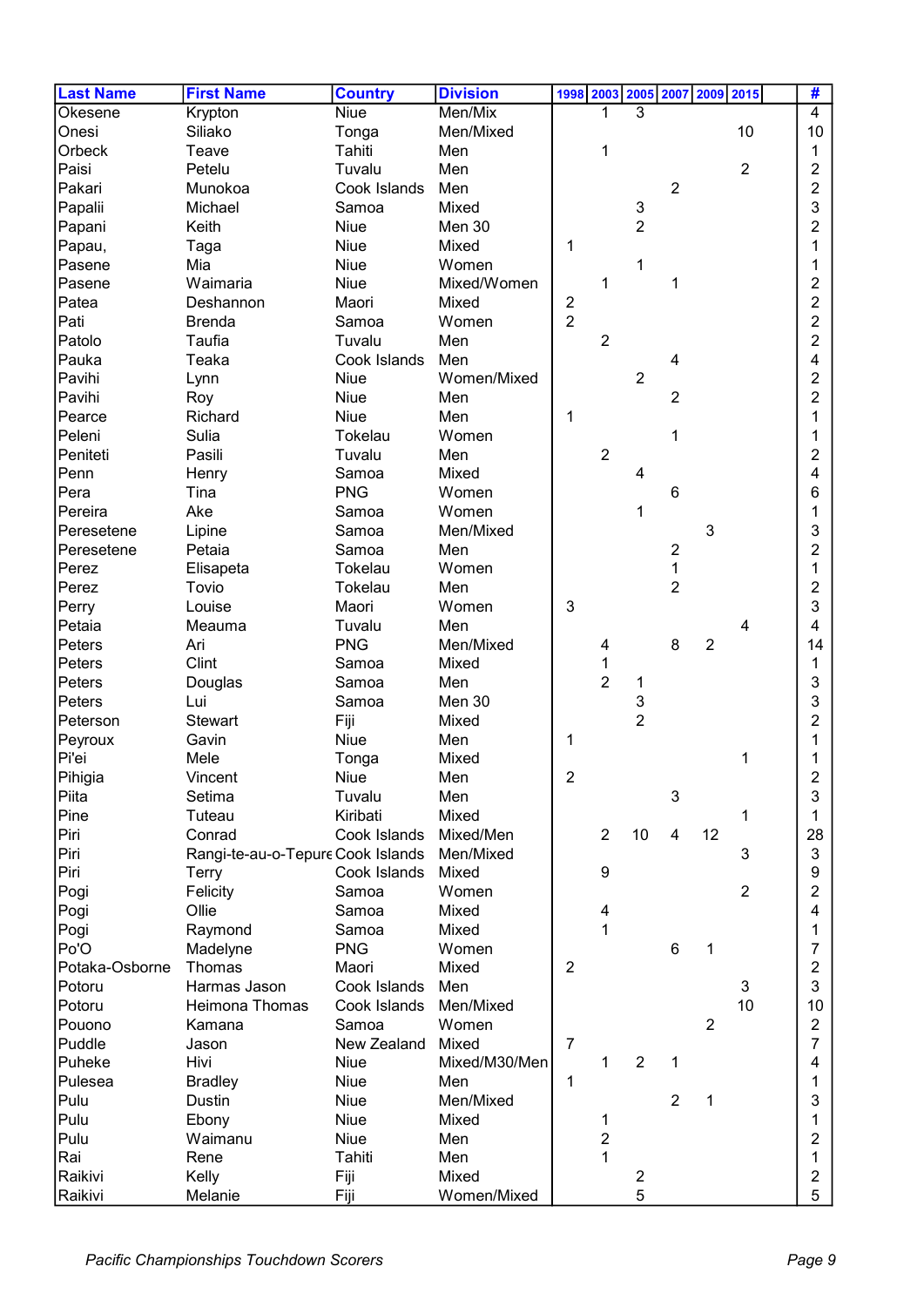| Last Name | First Name | Country | Division | 1998 | 2003 | 2005 | 2007 | 2009 | 2015 | | # |
|---|---|---|---|---|---|---|---|---|---|---|---|
| Okesene | Krypton | Niue | Men/Mix | | 1 | 3 | | | | | 4 |
| Onesi | Siliako | Tonga | Men/Mixed | | | | | | 10 | | 10 |
| Orbeck | Teave | Tahiti | Men | | 1 | | | | | | 1 |
| Paisi | Petelu | Tuvalu | Men | | | | | | 2 | | 2 |
| Pakari | Munokoa | Cook Islands | Men | | | | 2 | | | | 2 |
| Papalii | Michael | Samoa | Mixed | | | 3 | | | | | 3 |
| Papani | Keith | Niue | Men 30 | | | 2 | | | | | 2 |
| Papau, | Taga | Niue | Mixed | 1 | | | | | | | 1 |
| Pasene | Mia | Niue | Women | | | 1 | | | | | 1 |
| Pasene | Waimaria | Niue | Mixed/Women | | 1 | | 1 | | | | 2 |
| Patea | Deshannon | Maori | Mixed | 2 | | | | | | | 2 |
| Pati | Brenda | Samoa | Women | 2 | | | | | | | 2 |
| Patolo | Taufia | Tuvalu | Men | | 2 | | | | | | 2 |
| Pauka | Teaka | Cook Islands | Men | | | | 4 | | | | 4 |
| Pavihi | Lynn | Niue | Women/Mixed | | | 2 | | | | | 2 |
| Pavihi | Roy | Niue | Men | | | | 2 | | | | 2 |
| Pearce | Richard | Niue | Men | 1 | | | | | | | 1 |
| Peleni | Sulia | Tokelau | Women | | | | 1 | | | | 1 |
| Peniteti | Pasili | Tuvalu | Men | | 2 | | | | | | 2 |
| Penn | Henry | Samoa | Mixed | | | 4 | | | | | 4 |
| Pera | Tina | PNG | Women | | | | 6 | | | | 6 |
| Pereira | Ake | Samoa | Women | | | 1 | | | | | 1 |
| Peresetene | Lipine | Samoa | Men/Mixed | | | | | 3 | | | 3 |
| Peresetene | Petaia | Samoa | Men | | | | 2 | | | | 2 |
| Perez | Elisapeta | Tokelau | Women | | | | 1 | | | | 1 |
| Perez | Tovio | Tokelau | Men | | | | 2 | | | | 2 |
| Perry | Louise | Maori | Women | 3 | | | | | | | 3 |
| Petaia | Meauma | Tuvalu | Men | | | | | | 4 | | 4 |
| Peters | Ari | PNG | Men/Mixed | | 4 | | 8 | 2 | | | 14 |
| Peters | Clint | Samoa | Mixed | | 1 | | | | | | 1 |
| Peters | Douglas | Samoa | Men | | 2 | 1 | | | | | 3 |
| Peters | Lui | Samoa | Men 30 | | | 3 | | | | | 3 |
| Peterson | Stewart | Fiji | Mixed | | | 2 | | | | | 2 |
| Peyroux | Gavin | Niue | Men | 1 | | | | | | | 1 |
| Pi'ei | Mele | Tonga | Mixed | | | | | | 1 | | 1 |
| Pihigia | Vincent | Niue | Men | 2 | | | | | | | 2 |
| Piita | Setima | Tuvalu | Men | | | | 3 | | | | 3 |
| Pine | Tuteau | Kiribati | Mixed | | | | | | 1 | | 1 |
| Piri | Conrad | Cook Islands | Mixed/Men | | 2 | 10 | 4 | 12 | | | 28 |
| Piri | Rangi-te-au-o-Tepure | Cook Islands | Men/Mixed | | | | | | 3 | | 3 |
| Piri | Terry | Cook Islands | Mixed | | 9 | | | | | | 9 |
| Pogi | Felicity | Samoa | Women | | | | | | 2 | | 2 |
| Pogi | Ollie | Samoa | Mixed | | 4 | | | | | | 4 |
| Pogi | Raymond | Samoa | Mixed | | 1 | | | | | | 1 |
| Po'O | Madelyne | PNG | Women | | | | 6 | 1 | | | 7 |
| Potaka-Osborne | Thomas | Maori | Mixed | 2 | | | | | | | 2 |
| Potoru | Harmas Jason | Cook Islands | Men | | | | | | 3 | | 3 |
| Potoru | Heimona Thomas | Cook Islands | Men/Mixed | | | | | | 10 | | 10 |
| Pouono | Kamana | Samoa | Women | | | | | 2 | | | 2 |
| Puddle | Jason | New Zealand | Mixed | 7 | | | | | | | 7 |
| Puheke | Hivi | Niue | Mixed/M30/Men | | 1 | 2 | 1 | | | | 4 |
| Pulesea | Bradley | Niue | Men | 1 | | | | | | | 1 |
| Pulu | Dustin | Niue | Men/Mixed | | | | 2 | 1 | | | 3 |
| Pulu | Ebony | Niue | Mixed | | 1 | | | | | | 1 |
| Pulu | Waimanu | Niue | Men | | 2 | | | | | | 2 |
| Rai | Rene | Tahiti | Men | | 1 | | | | | | 1 |
| Raikivi | Kelly | Fiji | Mixed | | | 2 | | | | | 2 |
| Raikivi | Melanie | Fiji | Women/Mixed | | | 5 | | | | | 5 |

*Pacific Championships Touchdown Scorers*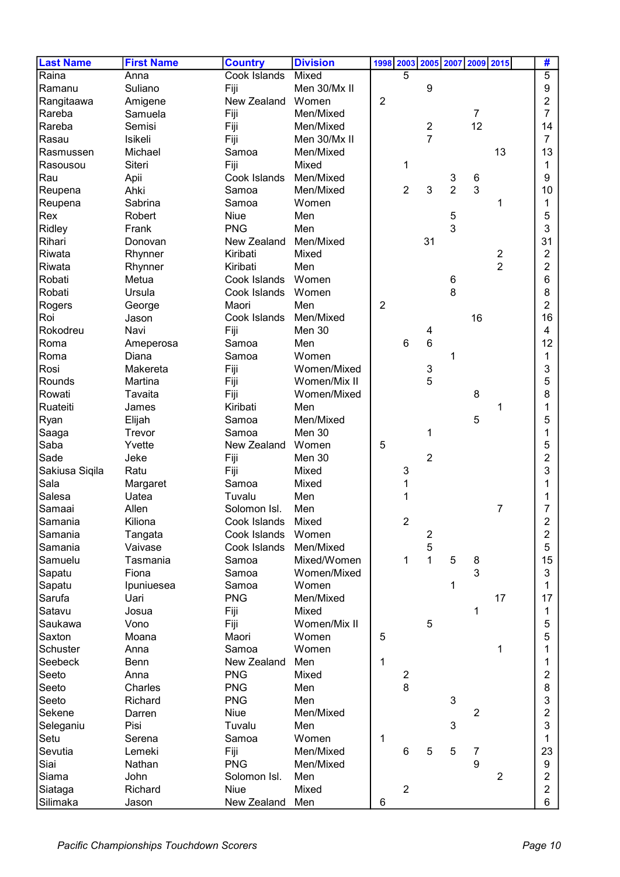| Last Name | First Name | Country | Division | 1998 | 2003 | 2005 | 2007 | 2009 | 2015 | | # |
|---|---|---|---|---|---|---|---|---|---|---|---|
| Raina | Anna | Cook Islands | Mixed | | 5 | | | | | | 5 |
| Ramanu | Suliano | Fiji | Men 30/Mx II | | | 9 | | | | | 9 |
| Rangitaawa | Amigene | New Zealand | Women | 2 | | | | | | | 2 |
| Rareba | Samuela | Fiji | Men/Mixed | | | | | 7 | | | 7 |
| Rareba | Semisi | Fiji | Men/Mixed | | | 2 | | 12 | | | 14 |
| Rasau | Isikeli | Fiji | Men 30/Mx II | | | 7 | | | | | 7 |
| Rasmussen | Michael | Samoa | Men/Mixed | | | | | | 13 | | 13 |
| Rasousou | Siteri | Fiji | Mixed | | 1 | | | | | | 1 |
| Rau | Apii | Cook Islands | Men/Mixed | | | | 3 | 6 | | | 9 |
| Reupena | Ahki | Samoa | Men/Mixed | | 2 | 3 | 2 | 3 | | | 10 |
| Reupena | Sabrina | Samoa | Women | | | | | | 1 | | 1 |
| Rex | Robert | Niue | Men | | | | 5 | | | | 5 |
| Ridley | Frank | PNG | Men | | | | 3 | | | | 3 |
| Rihari | Donovan | New Zealand | Men/Mixed | | | 31 | | | | | 31 |
| Riwata | Rhynner | Kiribati | Mixed | | | | | | 2 | | 2 |
| Riwata | Rhynner | Kiribati | Men | | | | | | 2 | | 2 |
| Robati | Metua | Cook Islands | Women | | | | 6 | | | | 6 |
| Robati | Ursula | Cook Islands | Women | | | | 8 | | | | 8 |
| Rogers | George | Maori | Men | 2 | | | | | | | 2 |
| Roi | Jason | Cook Islands | Men/Mixed | | | | | 16 | | | 16 |
| Rokodreu | Navi | Fiji | Men 30 | | | 4 | | | | | 4 |
| Roma | Ameperosa | Samoa | Men | | 6 | 6 | | | | | 12 |
| Roma | Diana | Samoa | Women | | | | 1 | | | | 1 |
| Rosi | Makereta | Fiji | Women/Mixed | | | 3 | | | | | 3 |
| Rounds | Martina | Fiji | Women/Mix II | | | 5 | | | | | 5 |
| Rowati | Tavaita | Fiji | Women/Mixed | | | | | 8 | | | 8 |
| Ruateiti | James | Kiribati | Men | | | | | | 1 | | 1 |
| Ryan | Elijah | Samoa | Men/Mixed | | | | | 5 | | | 5 |
| Saaga | Trevor | Samoa | Men 30 | | | 1 | | | | | 1 |
| Saba | Yvette | New Zealand | Women | 5 | | | | | | | 5 |
| Sade | Jeke | Fiji | Men 30 | | | 2 | | | | | 2 |
| Sakiusa Siqila | Ratu | Fiji | Mixed | | 3 | | | | | | 3 |
| Sala | Margaret | Samoa | Mixed | | 1 | | | | | | 1 |
| Salesa | Uatea | Tuvalu | Men | | 1 | | | | | | 1 |
| Samaai | Allen | Solomon Isl. | Men | | | | | | 7 | | 7 |
| Samania | Kiliona | Cook Islands | Mixed | | 2 | | | | | | 2 |
| Samania | Tangata | Cook Islands | Women | | | 2 | | | | | 2 |
| Samania | Vaivase | Cook Islands | Men/Mixed | | | 5 | | | | | 5 |
| Samuelu | Tasmania | Samoa | Mixed/Women | | 1 | 1 | 5 | 8 | | | 15 |
| Sapatu | Fiona | Samoa | Women/Mixed | | | | | 3 | | | 3 |
| Sapatu | Ipuniuesea | Samoa | Women | | | | 1 | | | | 1 |
| Sarufa | Uari | PNG | Men/Mixed | | | | | | 17 | | 17 |
| Satavu | Josua | Fiji | Mixed | | | | | 1 | | | 1 |
| Saukawa | Vono | Fiji | Women/Mix II | | | 5 | | | | | 5 |
| Saxton | Moana | Maori | Women | 5 | | | | | | | 5 |
| Schuster | Anna | Samoa | Women | | | | | | 1 | | 1 |
| Seebeck | Benn | New Zealand | Men | 1 | | | | | | | 1 |
| Seeto | Anna | PNG | Mixed | | 2 | | | | | | 2 |
| Seeto | Charles | PNG | Men | | 8 | | | | | | 8 |
| Seeto | Richard | PNG | Men | | | | 3 | | | | 3 |
| Sekene | Darren | Niue | Men/Mixed | | | | | 2 | | | 2 |
| Seleganiu | Pisi | Tuvalu | Men | | | | 3 | | | | 3 |
| Setu | Serena | Samoa | Women | 1 | | | | | | | 1 |
| Sevutia | Lemeki | Fiji | Men/Mixed | | 6 | 5 | 5 | 7 | | | 23 |
| Siai | Nathan | PNG | Men/Mixed | | | | | 9 | | | 9 |
| Siama | John | Solomon Isl. | Men | | | | | | 2 | | 2 |
| Siataga | Richard | Niue | Mixed | | 2 | | | | | | 2 |
| Silimaka | Jason | New Zealand | Men | 6 | | | | | | | 6 |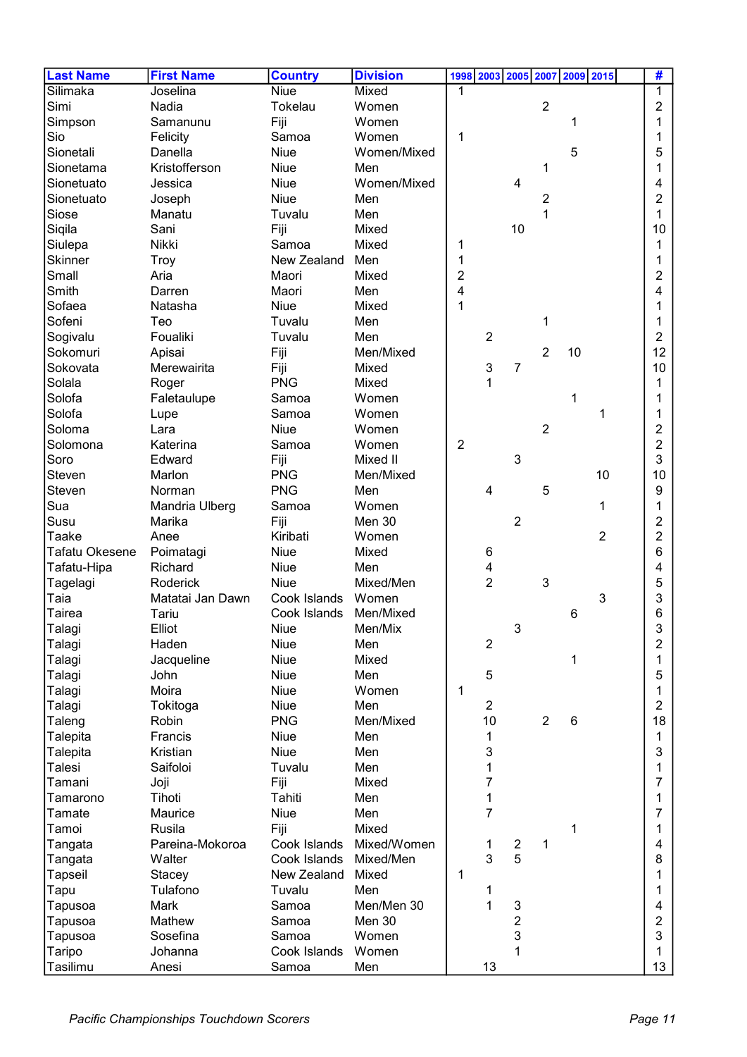| Last Name | First Name | Country | Division | 1998 | 2003 | 2005 | 2007 | 2009 | 2015 | | # |
|---|---|---|---|---|---|---|---|---|---|---|---|
| Silimaka | Joselina | Niue | Mixed | 1 | | | | | | | 1 |
| Simi | Nadia | Tokelau | Women | | | | 2 | | | | 2 |
| Simpson | Samanunu | Fiji | Women | | | | | 1 | | | 1 |
| Sio | Felicity | Samoa | Women | 1 | | | | | | | 1 |
| Sionetali | Danella | Niue | Women/Mixed | | | | | 5 | | | 5 |
| Sionetama | Kristofferson | Niue | Men | | | | 1 | | | | 1 |
| Sionetuato | Jessica | Niue | Women/Mixed | | | 4 | | | | | 4 |
| Sionetuato | Joseph | Niue | Men | | | | 2 | | | | 2 |
| Siose | Manatu | Tuvalu | Men | | | | 1 | | | | 1 |
| Siqila | Sani | Fiji | Mixed | | | 10 | | | | | 10 |
| Siulepa | Nikki | Samoa | Mixed | 1 | | | | | | | 1 |
| Skinner | Troy | New Zealand | Men | 1 | | | | | | | 1 |
| Small | Aria | Maori | Mixed | 2 | | | | | | | 2 |
| Smith | Darren | Maori | Men | 4 | | | | | | | 4 |
| Sofaea | Natasha | Niue | Mixed | 1 | | | | | | | 1 |
| Sofeni | Teo | Tuvalu | Men | | | | 1 | | | | 1 |
| Sogivalu | Foualiki | Tuvalu | Men | | 2 | | | | | | 2 |
| Sokomuri | Apisai | Fiji | Men/Mixed | | | | 2 | 10 | | | 12 |
| Sokovata | Merewairita | Fiji | Mixed | | 3 | 7 | | | | | 10 |
| Solala | Roger | PNG | Mixed | | 1 | | | | | | 1 |
| Solofa | Faletaulupe | Samoa | Women | | | | | 1 | | | 1 |
| Solofa | Lupe | Samoa | Women | | | | | | 1 | | 1 |
| Soloma | Lara | Niue | Women | | | | 2 | | | | 2 |
| Solomona | Katerina | Samoa | Women | 2 | | | | | | | 2 |
| Soro | Edward | Fiji | Mixed II | | | 3 | | | | | 3 |
| Steven | Marlon | PNG | Men/Mixed | | | | | | 10 | | 10 |
| Steven | Norman | PNG | Men | | 4 | | 5 | | | | 9 |
| Sua | Mandria Ulberg | Samoa | Women | | | | | | 1 | | 1 |
| Susu | Marika | Fiji | Men 30 | | | 2 | | | | | 2 |
| Taake | Anee | Kiribati | Women | | | | | | 2 | | 2 |
| Tafatu Okesene | Poimatagi | Niue | Mixed | | 6 | | | | | | 6 |
| Tafatu-Hipa | Richard | Niue | Men | | 4 | | | | | | 4 |
| Tagelagi | Roderick | Niue | Mixed/Men | | 2 | | 3 | | | | 5 |
| Taia | Matatai Jan Dawn | Cook Islands | Women | | | | | | 3 | | 3 |
| Tairea | Tariu | Cook Islands | Men/Mixed | | | | | 6 | | | 6 |
| Talagi | Elliot | Niue | Men/Mix | | | 3 | | | | | 3 |
| Talagi | Haden | Niue | Men | | 2 | | | | | | 2 |
| Talagi | Jacqueline | Niue | Mixed | | | | | 1 | | | 1 |
| Talagi | John | Niue | Men | | 5 | | | | | | 5 |
| Talagi | Moira | Niue | Women | 1 | | | | | | | 1 |
| Talagi | Tokitoga | Niue | Men | | 2 | | | | | | 2 |
| Taleng | Robin | PNG | Men/Mixed | | 10 | | 2 | 6 | | | 18 |
| Talepita | Francis | Niue | Men | | 1 | | | | | | 1 |
| Talepita | Kristian | Niue | Men | | 3 | | | | | | 3 |
| Talesi | Saifoloi | Tuvalu | Men | | 1 | | | | | | 1 |
| Tamani | Joji | Fiji | Mixed | | 7 | | | | | | 7 |
| Tamarono | Tihoti | Tahiti | Men | | 1 | | | | | | 1 |
| Tamate | Maurice | Niue | Men | | 7 | | | | | | 7 |
| Tamoi | Rusila | Fiji | Mixed | | | | | 1 | | | 1 |
| Tangata | Pareina-Mokoroa | Cook Islands | Mixed/Women | | 1 | 2 | 1 | | | | 4 |
| Tangata | Walter | Cook Islands | Mixed/Men | | 3 | 5 | | | | | 8 |
| Tapseil | Stacey | New Zealand | Mixed | 1 | | | | | | | 1 |
| Tapu | Tulafono | Tuvalu | Men | | 1 | | | | | | 1 |
| Tapusoa | Mark | Samoa | Men/Men 30 | | 1 | 3 | | | | | 4 |
| Tapusoa | Mathew | Samoa | Men 30 | | | 2 | | | | | 2 |
| Tapusoa | Sosefina | Samoa | Women | | | 3 | | | | | 3 |
| Taripo | Johanna | Cook Islands | Women | | | 1 | | | | | 1 |
| Tasilimu | Anesi | Samoa | Men | | 13 | | | | | | 13 |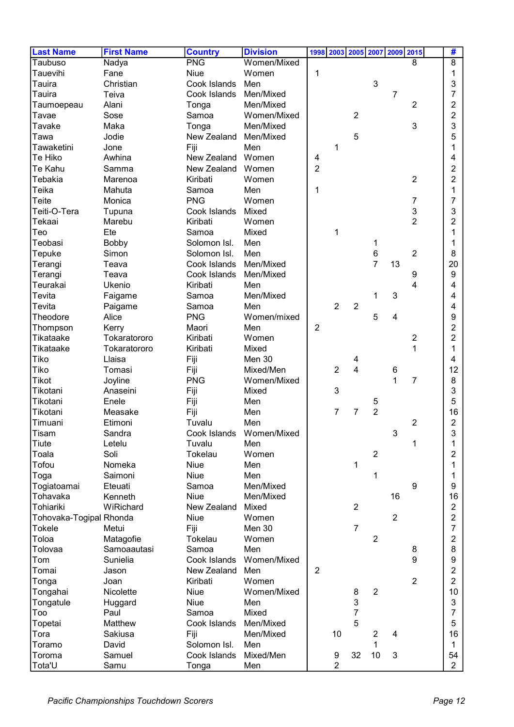| Last Name | First Name | Country | Division | 1998 | 2003 | 2005 | 2007 | 2009 | 2015 | | # |
|---|---|---|---|---|---|---|---|---|---|---|---|
| Taubuso | Nadya | PNG | Women/Mixed | | | | | | 8 | | 8 |
| Tauevihi | Fane | Niue | Women | 1 | | | | | | | 1 |
| Tauira | Christian | Cook Islands | Men | | | | 3 | | | | 3 |
| Tauira | Teiva | Cook Islands | Men/Mixed | | | | | 7 | | | 7 |
| Taumoepeau | Alani | Tonga | Men/Mixed | | | | | | 2 | | 2 |
| Tavae | Sose | Samoa | Women/Mixed | | | 2 | | | | | 2 |
| Tavake | Maka | Tonga | Men/Mixed | | | | | | 3 | | 3 |
| Tawa | Jodie | New Zealand | Men/Mixed | | | 5 | | | | | 5 |
| Tawaketini | Jone | Fiji | Men | | 1 | | | | | | 1 |
| Te Hiko | Awhina | New Zealand | Women | 4 | | | | | | | 4 |
| Te Kahu | Samma | New Zealand | Women | 2 | | | | | | | 2 |
| Tebakia | Marenoa | Kiribati | Women | | | | | | 2 | | 2 |
| Teika | Mahuta | Samoa | Men | 1 | | | | | | | 1 |
| Teite | Monica | PNG | Women | | | | | | 7 | | 7 |
| Teiti-O-Tera | Tupuna | Cook Islands | Mixed | | | | | | 3 | | 3 |
| Tekaai | Marebu | Kiribati | Women | | | | | | 2 | | 2 |
| Teo | Ete | Samoa | Mixed | | 1 | | | | | | 1 |
| Teobasi | Bobby | Solomon Isl. | Men | | | | 1 | | | | 1 |
| Tepuke | Simon | Solomon Isl. | Men | | | | 6 | | 2 | | 8 |
| Terangi | Teava | Cook Islands | Men/Mixed | | | | 7 | 13 | | | 20 |
| Terangi | Teava | Cook Islands | Men/Mixed | | | | | | 9 | | 9 |
| Teurakai | Ukenio | Kiribati | Men | | | | | | 4 | | 4 |
| Tevita | Faigame | Samoa | Men/Mixed | | | | 1 | 3 | | | 4 |
| Tevita | Paigame | Samoa | Men | | 2 | 2 | | | | | 4 |
| Theodore | Alice | PNG | Women/mixed | | | | 5 | 4 | | | 9 |
| Thompson | Kerry | Maori | Men | 2 | | | | | | | 2 |
| Tikataake | Tokaratororo | Kiribati | Women | | | | | | 2 | | 2 |
| Tikataake | Tokaratororo | Kiribati | Mixed | | | | | | 1 | | 1 |
| Tiko | Llaisa | Fiji | Men 30 | | | 4 | | | | | 4 |
| Tiko | Tomasi | Fiji | Mixed/Men | | 2 | 4 | | 6 | | | 12 |
| Tikot | Joyline | PNG | Women/Mixed | | | | | 1 | 7 | | 8 |
| Tikotani | Anaseini | Fiji | Mixed | | 3 | | | | | | 3 |
| Tikotani | Enele | Fiji | Men | | | | 5 | | | | 5 |
| Tikotani | Measake | Fiji | Men | | 7 | 7 | 2 | | | | 16 |
| Timuani | Etimoni | Tuvalu | Men | | | | | | 2 | | 2 |
| Tisam | Sandra | Cook Islands | Women/Mixed | | | | | 3 | | | 3 |
| Tiute | Letelu | Tuvalu | Men | | | | | | 1 | | 1 |
| Toala | Soli | Tokelau | Women | | | | 2 | | | | 2 |
| Tofou | Nomeka | Niue | Men | | | 1 | | | | | 1 |
| Toga | Saimoni | Niue | Men | | | | 1 | | | | 1 |
| Togiatoamai | Eteuati | Samoa | Men/Mixed | | | | | | 9 | | 9 |
| Tohavaka | Kenneth | Niue | Men/Mixed | | | | | 16 | | | 16 |
| Tohiariki | WiRichard | New Zealand | Mixed | | | 2 | | | | | 2 |
| Tohovaka-Togipal | Rhonda | Niue | Women | | | | | 2 | | | 2 |
| Tokele | Metui | Fiji | Men 30 | | | 7 | | | | | 7 |
| Toloa | Matagofie | Tokelau | Women | | | | 2 | | | | 2 |
| Tolovaa | Samoaautasi | Samoa | Men | | | | | | 8 | | 8 |
| Tom | Sunielia | Cook Islands | Women/Mixed | | | | | | 9 | | 9 |
| Tomai | Jason | New Zealand | Men | 2 | | | | | | | 2 |
| Tonga | Joan | Kiribati | Women | | | | | | 2 | | 2 |
| Tongahai | Nicolette | Niue | Women/Mixed | | | 8 | 2 | | | | 10 |
| Tongatule | Huggard | Niue | Men | | | 3 | | | | | 3 |
| Too | Paul | Samoa | Mixed | | | 7 | | | | | 7 |
| Topetai | Matthew | Cook Islands | Men/Mixed | | | 5 | | | | | 5 |
| Tora | Sakiusa | Fiji | Men/Mixed | | 10 | | 2 | 4 | | | 16 |
| Toramo | David | Solomon Isl. | Men | | | | 1 | | | | 1 |
| Toroma | Samuel | Cook Islands | Mixed/Men | | 9 | 32 | 10 | 3 | | | 54 |
| Tota'U | Samu | Tonga | Men | | 2 | | | | | | 2 |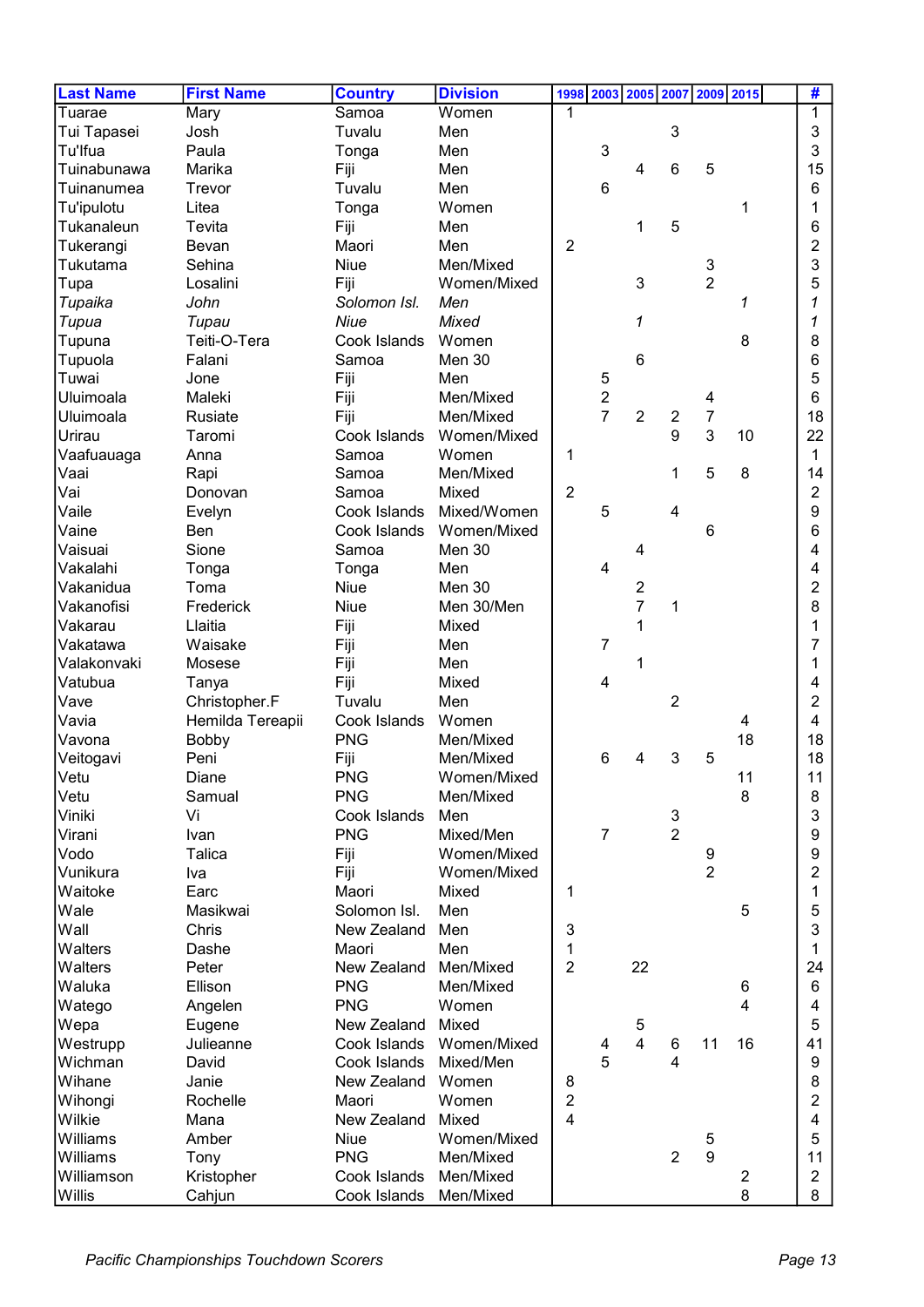| Last Name | First Name | Country | Division | 1998 | 2003 | 2005 | 2007 | 2009 | 2015 | | # |
|---|---|---|---|---|---|---|---|---|---|---|---|
| Tuarae | Mary | Samoa | Women | 1 | | | | | | | 1 |
| Tui Tapasei | Josh | Tuvalu | Men | | | | 3 | | | | 3 |
| Tu'lfua | Paula | Tonga | Men | | 3 | | | | | | 3 |
| Tuinabunawa | Marika | Fiji | Men | | | 4 | 6 | 5 | | | 15 |
| Tuinanumea | Trevor | Tuvalu | Men | | 6 | | | | | | 6 |
| Tu'ipulotu | Litea | Tonga | Women | | | | | | 1 | | 1 |
| Tukanaleun | Tevita | Fiji | Men | | | 1 | 5 | | | | 6 |
| Tukerangi | Bevan | Maori | Men | 2 | | | | | | | 2 |
| Tukutama | Sehina | Niue | Men/Mixed | | | | | 3 | | | 3 |
| Tupa | Losalini | Fiji | Women/Mixed | | | 3 | | 2 | | | 5 |
| *Tupaika* | *John* | *Solomon Isl.* | *Men* | | | | | | *1* | | *1* |
| *Tupua* | *Tupau* | *Niue* | *Mixed* | | | *1* | | | | | *1* |
| Tupuna | Teiti-O-Tera | Cook Islands | Women | | | | | | 8 | | 8 |
| Tupuola | Falani | Samoa | Men 30 | | | 6 | | | | | 6 |
| Tuwai | Jone | Fiji | Men | | 5 | | | | | | 5 |
| Uluimoala | Maleki | Fiji | Men/Mixed | | 2 | | | 4 | | | 6 |
| Uluimoala | Rusiate | Fiji | Men/Mixed | | 7 | 2 | 2 | 7 | | | 18 |
| Urirau | Taromi | Cook Islands | Women/Mixed | | | | 9 | 3 | 10 | | 22 |
| Vaafuauaga | Anna | Samoa | Women | 1 | | | | | | | 1 |
| Vaai | Rapi | Samoa | Men/Mixed | | | | 1 | 5 | 8 | | 14 |
| Vai | Donovan | Samoa | Mixed | 2 | | | | | | | 2 |
| Vaile | Evelyn | Cook Islands | Mixed/Women | | 5 | | 4 | | | | 9 |
| Vaine | Ben | Cook Islands | Women/Mixed | | | | | 6 | | | 6 |
| Vaisuai | Sione | Samoa | Men 30 | | | 4 | | | | | 4 |
| Vakalahi | Tonga | Tonga | Men | | 4 | | | | | | 4 |
| Vakanidua | Toma | Niue | Men 30 | | | 2 | | | | | 2 |
| Vakanofisi | Frederick | Niue | Men 30/Men | | | 7 | 1 | | | | 8 |
| Vakarau | Llaitia | Fiji | Mixed | | | 1 | | | | | 1 |
| Vakatawa | Waisake | Fiji | Men | | 7 | | | | | | 7 |
| Valakonvaki | Mosese | Fiji | Men | | | 1 | | | | | 1 |
| Vatubua | Tanya | Fiji | Mixed | | 4 | | | | | | 4 |
| Vave | Christopher.F | Tuvalu | Men | | | | 2 | | | | 2 |
| Vavia | Hemilda Tereapii | Cook Islands | Women | | | | | | 4 | | 4 |
| Vavona | Bobby | PNG | Men/Mixed | | | | | | 18 | | 18 |
| Veitogavi | Peni | Fiji | Men/Mixed | | 6 | 4 | 3 | 5 | | | 18 |
| Vetu | Diane | PNG | Women/Mixed | | | | | | 11 | | 11 |
| Vetu | Samual | PNG | Men/Mixed | | | | | | 8 | | 8 |
| Viniki | Vi | Cook Islands | Men | | | | 3 | | | | 3 |
| Virani | Ivan | PNG | Mixed/Men | | 7 | | 2 | | | | 9 |
| Vodo | Talica | Fiji | Women/Mixed | | | | | 9 | | | 9 |
| Vunikura | Iva | Fiji | Women/Mixed | | | | | 2 | | | 2 |
| Waitoke | Earc | Maori | Mixed | 1 | | | | | | | 1 |
| Wale | Masikwai | Solomon Isl. | Men | | | | | | 5 | | 5 |
| Wall | Chris | New Zealand | Men | 3 | | | | | | | 3 |
| Walters | Dashe | Maori | Men | 1 | | | | | | | 1 |
| Walters | Peter | New Zealand | Men/Mixed | 2 | | 22 | | | | | 24 |
| Waluka | Ellison | PNG | Men/Mixed | | | | | | 6 | | 6 |
| Watego | Angelen | PNG | Women | | | | | | 4 | | 4 |
| Wepa | Eugene | New Zealand | Mixed | | | 5 | | | | | 5 |
| Westrupp | Julieanne | Cook Islands | Women/Mixed | | 4 | 4 | 6 | 11 | 16 | | 41 |
| Wichman | David | Cook Islands | Mixed/Men | | 5 | | 4 | | | | 9 |
| Wihane | Janie | New Zealand | Women | 8 | | | | | | | 8 |
| Wihongi | Rochelle | Maori | Women | 2 | | | | | | | 2 |
| Wilkie | Mana | New Zealand | Mixed | 4 | | | | | | | 4 |
| Williams | Amber | Niue | Women/Mixed | | | | | 5 | | | 5 |
| Williams | Tony | PNG | Men/Mixed | | | | 2 | 9 | | | 11 |
| Williamson | Kristopher | Cook Islands | Men/Mixed | | | | | | 2 | | 2 |
| Willis | Cahjun | Cook Islands | Men/Mixed | | | | | | 8 | | 8 |

*Pacific Championships Touchdown Scorers*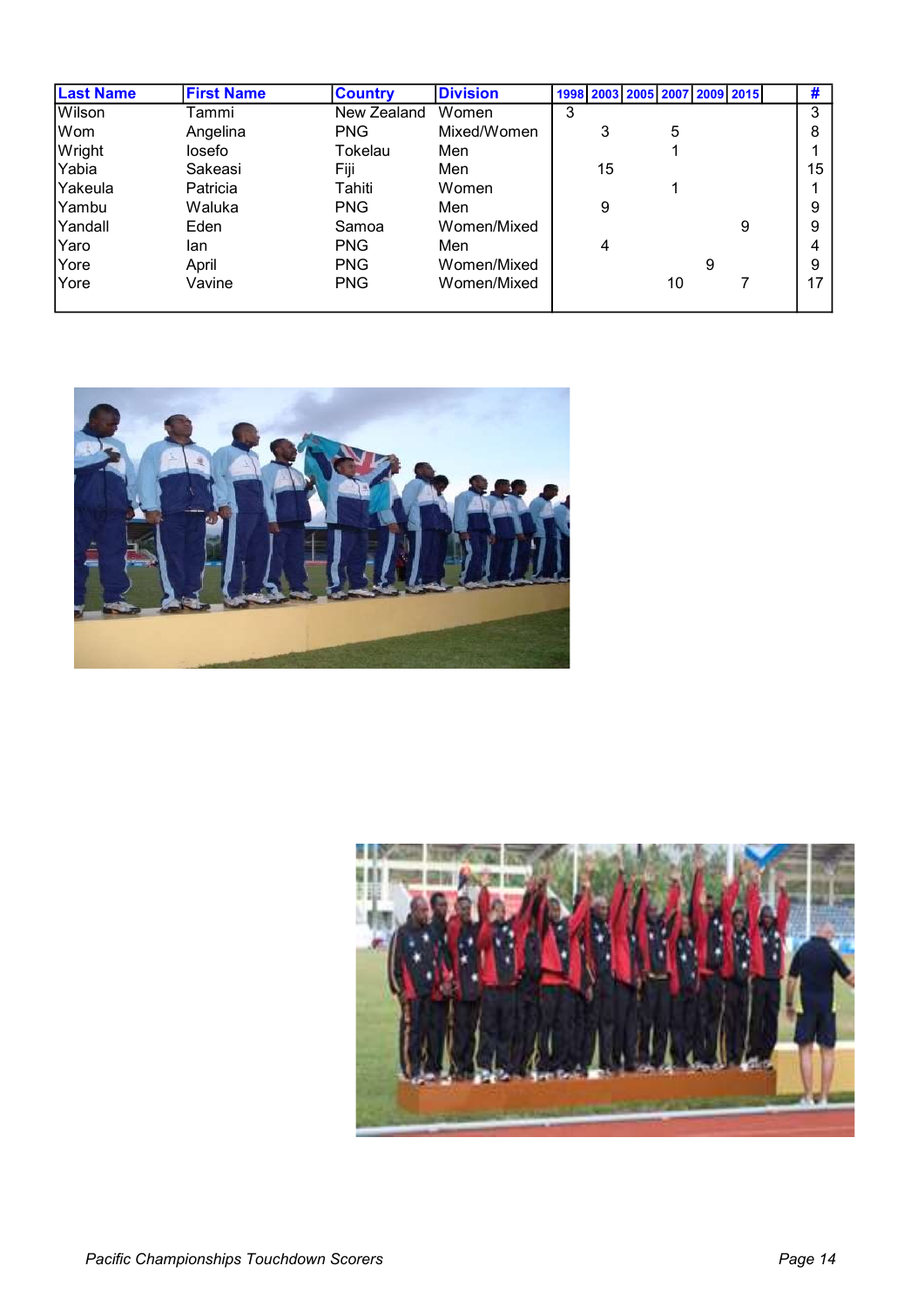| Last Name | First Name | Country | Division | 1998 | 2003 | 2005 | 2007 | 2009 | 2015 | # |
|---|---|---|---|---|---|---|---|---|---|---|
| Wilson | Tammi | New Zealand | Women | 3 | | | | | | 3 |
| Wom | Angelina | PNG | Mixed/Women | | 3 | | 5 | | | 8 |
| Wright | Iosefo | Tokelau | Men | | | | 1 | | | 1 |
| Yabia | Sakeasi | Fiji | Men | | 15 | | | | | 15 |
| Yakeula | Patricia | Tahiti | Women | | | | 1 | | | 1 |
| Yambu | Waluka | PNG | Men | | 9 | | | | | 9 |
| Yandall | Eden | Samoa | Women/Mixed | | | | | | 9 | 9 |
| Yaro | Ian | PNG | Men | | 4 | | | | | 4 |
| Yore | April | PNG | Women/Mixed | | | | | 9 | | 9 |
| Yore | Vavine | PNG | Women/Mixed | | | | 10 | | 7 | 17 |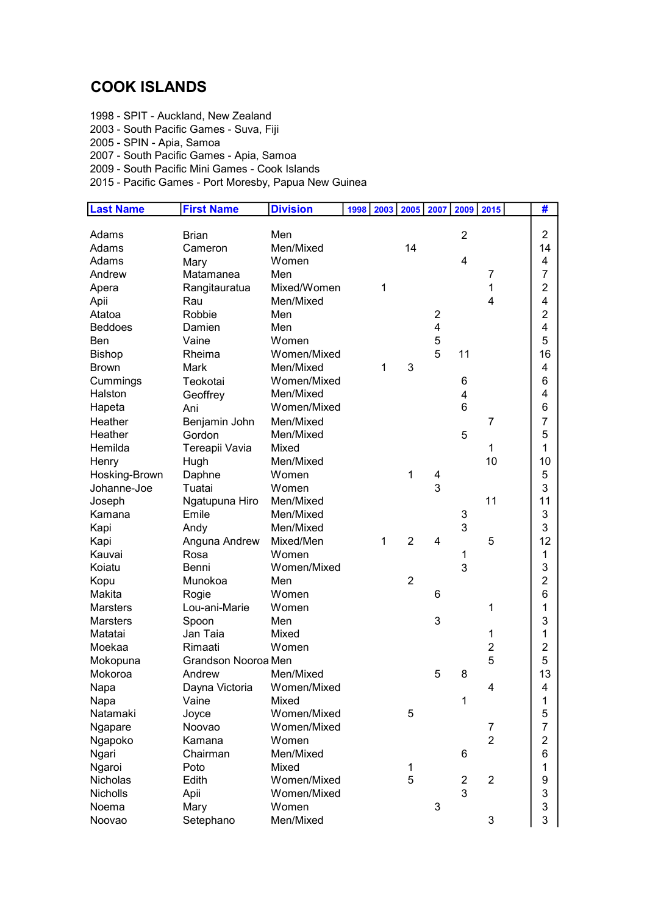# COOK ISLANDS

1998 - SPIT - Auckland, New Zealand
2003 - South Pacific Games - Suva, Fiji
2005 - SPIN - Apia, Samoa
2007 - South Pacific Games - Apia, Samoa
2009 - South Pacific Mini Games - Cook Islands
2015 - Pacific Games - Port Moresby, Papua New Guinea

| Last Name | First Name | Division | 1998 | 2003 | 2005 | 2007 | 2009 | 2015 | | # |
|---|---|---|---|---|---|---|---|---|---|---|
| Adams | Brian | Men | | | | | 2 | | | 2 |
| Adams | Cameron | Men/Mixed | | | 14 | | | | | 14 |
| Adams | Mary | Women | | | | | 4 | | | 4 |
| Andrew | Matamanea | Men | | | | | | 7 | | 7 |
| Apera | Rangitauratua | Mixed/Women | | 1 | | | | 1 | | 2 |
| Apii | Rau | Men/Mixed | | | | | | 4 | | 4 |
| Atatoa | Robbie | Men | | | | 2 | | | | 2 |
| Beddoes | Damien | Men | | | | 4 | | | | 4 |
| Ben | Vaine | Women | | | | 5 | | | | 5 |
| Bishop | Rheima | Women/Mixed | | | | 5 | 11 | | | 16 |
| Brown | Mark | Men/Mixed | | 1 | 3 | | | | | 4 |
| Cummings | Teokotai | Women/Mixed | | | | | 6 | | | 6 |
| Halston | Geoffrey | Men/Mixed | | | | | 4 | | | 4 |
| Hapeta | Ani | Women/Mixed | | | | | 6 | | | 6 |
| Heather | Benjamin John | Men/Mixed | | | | | | 7 | | 7 |
| Heather | Gordon | Men/Mixed | | | | | 5 | | | 5 |
| Hemilda | Tereapii Vavia | Mixed | | | | | | 1 | | 1 |
| Henry | Hugh | Men/Mixed | | | | | | 10 | | 10 |
| Hosking-Brown | Daphne | Women | | | 1 | 4 | | | | 5 |
| Johanne-Joe | Tuatai | Women | | | | 3 | | | | 3 |
| Joseph | Ngatupuna Hiro | Men/Mixed | | | | | | 11 | | 11 |
| Kamana | Emile | Men/Mixed | | | | | 3 | | | 3 |
| Kapi | Andy | Men/Mixed | | | | | 3 | | | 3 |
| Kapi | Anguna Andrew | Mixed/Men | | 1 | 2 | 4 | | 5 | | 12 |
| Kauvai | Rosa | Women | | | | | 1 | | | 1 |
| Koiatu | Benni | Women/Mixed | | | | | 3 | | | 3 |
| Kopu | Munokoa | Men | | | 2 | | | | | 2 |
| Makita | Rogie | Women | | | | 6 | | | | 6 |
| Marsters | Lou-ani-Marie | Women | | | | | | 1 | | 1 |
| Marsters | Spoon | Men | | | | 3 | | | | 3 |
| Matatai | Jan Taia | Mixed | | | | | | 1 | | 1 |
| Moekaa | Rimaati | Women | | | | | | 2 | | 2 |
| Mokopuna | Grandson Nooroa | Men | | | | | | 5 | | 5 |
| Mokoroa | Andrew | Men/Mixed | | | | 5 | 8 | | | 13 |
| Napa | Dayna Victoria | Women/Mixed | | | | | | 4 | | 4 |
| Napa | Vaine | Mixed | | | | | 1 | | | 1 |
| Natamaki | Joyce | Women/Mixed | | | 5 | | | | | 5 |
| Ngapare | Noovao | Women/Mixed | | | | | | 7 | | 7 |
| Ngapoko | Kamana | Women | | | | | | 2 | | 2 |
| Ngari | Chairman | Men/Mixed | | | | | 6 | | | 6 |
| Ngaroi | Poto | Mixed | | | 1 | | | | | 1 |
| Nicholas | Edith | Women/Mixed | | | 5 | | 2 | 2 | | 9 |
| Nicholls | Apii | Women/Mixed | | | | | 3 | | | 3 |
| Noema | Mary | Women | | | | 3 | | | | 3 |
| Noovao | Setephano | Men/Mixed | | | | | | 3 | | 3 |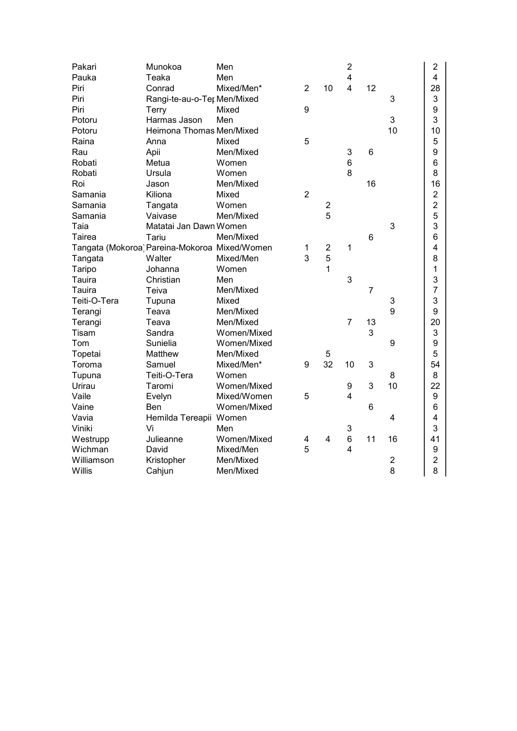| | | | | | | | | |
|---|---|---|---|---|---|---|---|---|
| Pakari | Munokoa | Men | | | 2 | | | 2 |
| Pauka | Teaka | Men | | | 4 | | | 4 |
| Piri | Conrad | Mixed/Men* | 2 | 10 | 4 | 12 | | 28 |
| Piri | Rangi-te-au-o-Tep | Men/Mixed | | | | | 3 | 3 |
| Piri | Terry | Mixed | 9 | | | | | 9 |
| Potoru | Harmas Jason | Men | | | | | 3 | 3 |
| Potoru | Heimona Thomas | Men/Mixed | | | | | 10 | 10 |
| Raina | Anna | Mixed | 5 | | | | | 5 |
| Rau | Apii | Men/Mixed | | | 3 | 6 | | 9 |
| Robati | Metua | Women | | | 6 | | | 6 |
| Robati | Ursula | Women | | | 8 | | | 8 |
| Roi | Jason | Men/Mixed | | | | 16 | | 16 |
| Samania | Kiliona | Mixed | 2 | | | | | 2 |
| Samania | Tangata | Women | | 2 | | | | 2 |
| Samania | Vaivase | Men/Mixed | | 5 | | | | 5 |
| Taia | Matatai Jan Dawn | Women | | | | | 3 | 3 |
| Tairea | Tariu | Men/Mixed | | | | 6 | | 6 |
| Tangata (Mokoroa) | Pareina-Mokoroa | Mixed/Women | 1 | 2 | 1 | | | 4 |
| Tangata | Walter | Mixed/Men | 3 | 5 | | | | 8 |
| Taripo | Johanna | Women | | 1 | | | | 1 |
| Tauira | Christian | Men | | | 3 | | | 3 |
| Tauira | Teiva | Men/Mixed | | | | 7 | | 7 |
| Teiti-O-Tera | Tupuna | Mixed | | | | | 3 | 3 |
| Terangi | Teava | Men/Mixed | | | | | 9 | 9 |
| Terangi | Teava | Men/Mixed | | | 7 | 13 | | 20 |
| Tisam | Sandra | Women/Mixed | | | | 3 | | 3 |
| Tom | Sunielia | Women/Mixed | | | | | 9 | 9 |
| Topetai | Matthew | Men/Mixed | | 5 | | | | 5 |
| Toroma | Samuel | Mixed/Men* | 9 | 32 | 10 | 3 | | 54 |
| Tupuna | Teiti-O-Tera | Women | | | | | 8 | 8 |
| Urirau | Taromi | Women/Mixed | | | 9 | 3 | 10 | 22 |
| Vaile | Evelyn | Mixed/Women | 5 | | 4 | | | 9 |
| Vaine | Ben | Women/Mixed | | | | 6 | | 6 |
| Vavia | Hemilda Tereapii | Women | | | | | 4 | 4 |
| Viniki | Vi | Men | | | 3 | | | 3 |
| Westrupp | Julieanne | Women/Mixed | 4 | 4 | 6 | 11 | 16 | 41 |
| Wichman | David | Mixed/Men | 5 | | 4 | | | 9 |
| Williamson | Kristopher | Men/Mixed | | | | | 2 | 2 |
| Willis | Cahjun | Men/Mixed | | | | | 8 | 8 |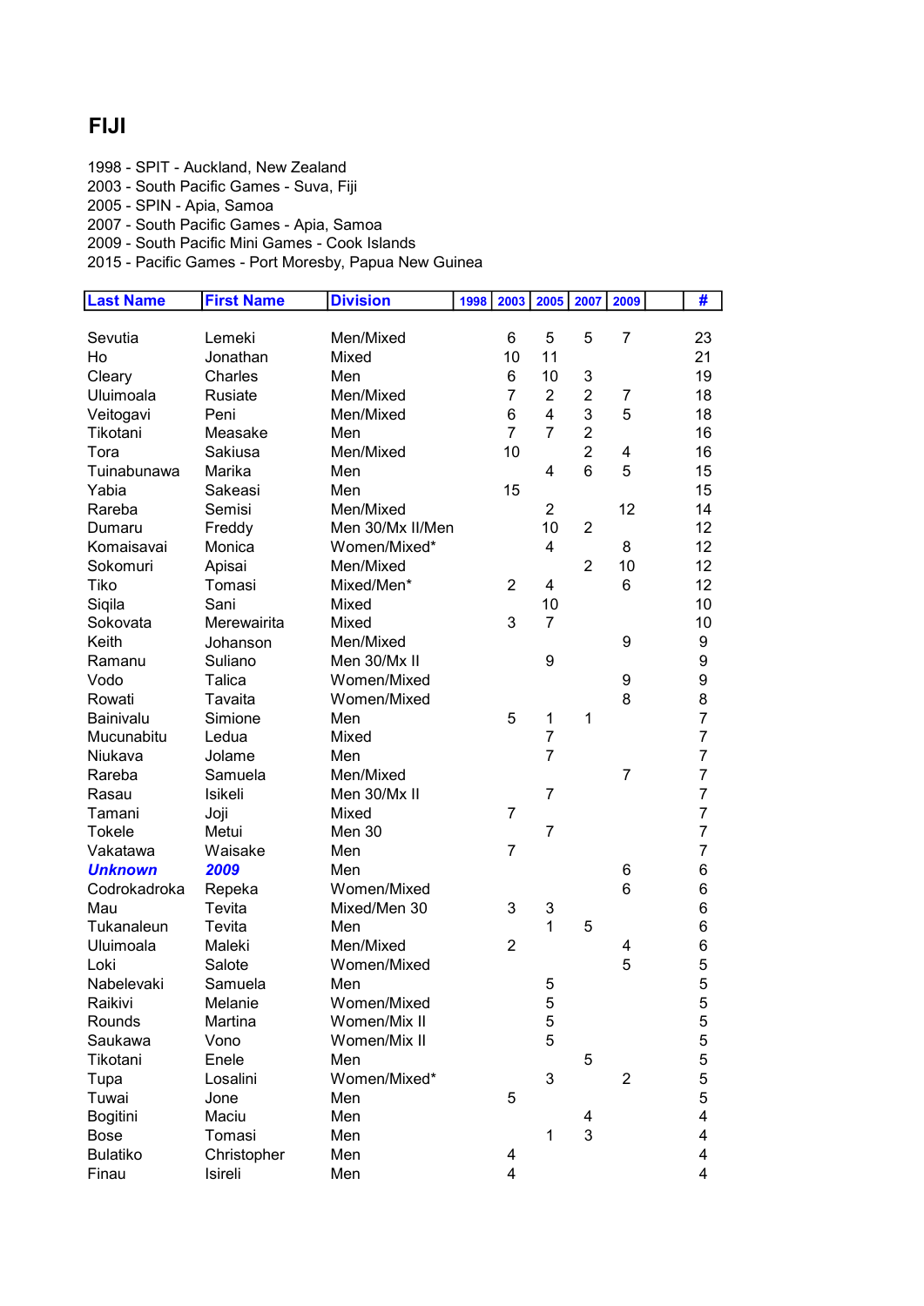# FIJI

1998 - SPIT - Auckland, New Zealand
2003 - South Pacific Games - Suva, Fiji
2005 - SPIN - Apia, Samoa
2007 - South Pacific Games - Apia, Samoa
2009 - South Pacific Mini Games - Cook Islands
2015 - Pacific Games - Port Moresby, Papua New Guinea

| Last Name | First Name | Division | 1998 | 2003 | 2005 | 2007 | 2009 | | # |
|---|---|---|---|---|---|---|---|---|---|
| Sevutia | Lemeki | Men/Mixed | | 6 | 5 | 5 | 7 | | 23 |
| Ho | Jonathan | Mixed | | 10 | 11 | | | | 21 |
| Cleary | Charles | Men | | 6 | 10 | 3 | | | 19 |
| Uluimoala | Rusiate | Men/Mixed | | 7 | 2 | 2 | 7 | | 18 |
| Veitogavi | Peni | Men/Mixed | | 6 | 4 | 3 | 5 | | 18 |
| Tikotani | Measake | Men | | 7 | 7 | 2 | | | 16 |
| Tora | Sakiusa | Men/Mixed | | 10 | | 2 | 4 | | 16 |
| Tuinabunawa | Marika | Men | | | 4 | 6 | 5 | | 15 |
| Yabia | Sakeasi | Men | | 15 | | | | | 15 |
| Rareba | Semisi | Men/Mixed | | | 2 | | 12 | | 14 |
| Dumaru | Freddy | Men 30/Mx II/Men | | | 10 | 2 | | | 12 |
| Komaisavai | Monica | Women/Mixed* | | | 4 | | 8 | | 12 |
| Sokomuri | Apisai | Men/Mixed | | | | 2 | 10 | | 12 |
| Tiko | Tomasi | Mixed/Men* | | 2 | 4 | | 6 | | 12 |
| Siqila | Sani | Mixed | | | 10 | | | | 10 |
| Sokovata | Merewairita | Mixed | | 3 | 7 | | | | 10 |
| Keith | Johanson | Men/Mixed | | | | | 9 | | 9 |
| Ramanu | Suliano | Men 30/Mx II | | | 9 | | | | 9 |
| Vodo | Talica | Women/Mixed | | | | | 9 | | 9 |
| Rowati | Tavaita | Women/Mixed | | | | | 8 | | 8 |
| Bainivalu | Simione | Men | | 5 | 1 | 1 | | | 7 |
| Mucunabitu | Ledua | Mixed | | | 7 | | | | 7 |
| Niukava | Jolame | Men | | | 7 | | | | 7 |
| Rareba | Samuela | Men/Mixed | | | | | 7 | | 7 |
| Rasau | Isikeli | Men 30/Mx II | | | 7 | | | | 7 |
| Tamani | Joji | Mixed | | 7 | | | | | 7 |
| Tokele | Metui | Men 30 | | | 7 | | | | 7 |
| Vakatawa | Waisake | Men | | 7 | | | | | 7 |
| ***Unknown*** | ***2009*** | Men | | | | | 6 | | 6 |
| Codrokadroka | Repeka | Women/Mixed | | | | | 6 | | 6 |
| Mau | Tevita | Mixed/Men 30 | | 3 | 3 | | | | 6 |
| Tukanaleun | Tevita | Men | | | 1 | 5 | | | 6 |
| Uluimoala | Maleki | Men/Mixed | | 2 | | | 4 | | 6 |
| Loki | Salote | Women/Mixed | | | | | 5 | | 5 |
| Nabelevaki | Samuela | Men | | | 5 | | | | 5 |
| Raikivi | Melanie | Women/Mixed | | | 5 | | | | 5 |
| Rounds | Martina | Women/Mix II | | | 5 | | | | 5 |
| Saukawa | Vono | Women/Mix II | | | 5 | | | | 5 |
| Tikotani | Enele | Men | | | | 5 | | | 5 |
| Tupa | Losalini | Women/Mixed* | | | 3 | | 2 | | 5 |
| Tuwai | Jone | Men | | 5 | | | | | 5 |
| Bogitini | Maciu | Men | | | | 4 | | | 4 |
| Bose | Tomasi | Men | | | 1 | 3 | | | 4 |
| Bulatiko | Christopher | Men | | 4 | | | | | 4 |
| Finau | Isireli | Men | | 4 | | | | | 4 |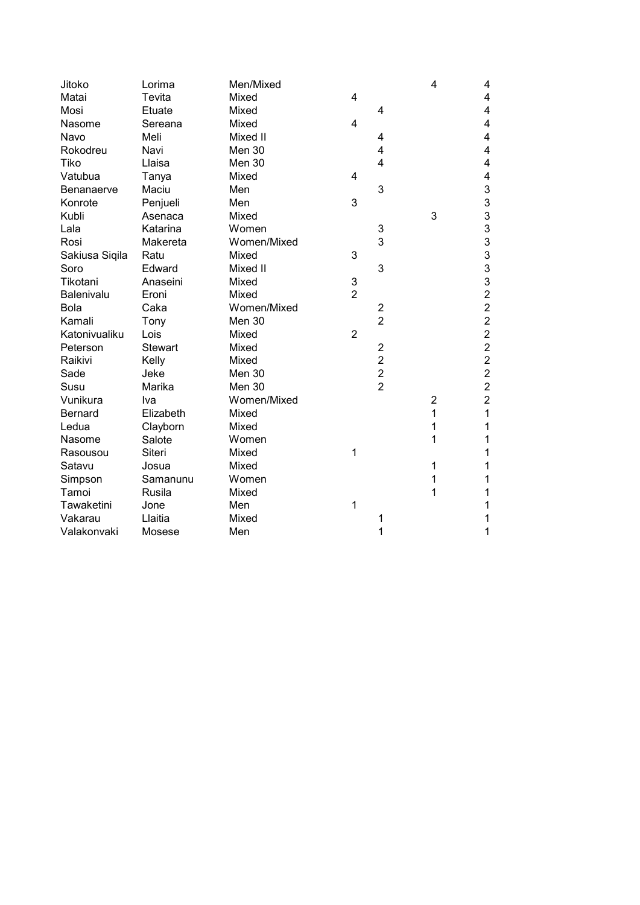| | | | | | | |
|---|---|---|---|---|---|---|
| Jitoko | Lorima | Men/Mixed | | | 4 | 4 |
| Matai | Tevita | Mixed | 4 | | | 4 |
| Mosi | Etuate | Mixed | | 4 | | 4 |
| Nasome | Sereana | Mixed | 4 | | | 4 |
| Navo | Meli | Mixed II | | 4 | | 4 |
| Rokodreu | Navi | Men 30 | | 4 | | 4 |
| Tiko | Llaisa | Men 30 | | 4 | | 4 |
| Vatubua | Tanya | Mixed | 4 | | | 4 |
| Benanaerve | Maciu | Men | | 3 | | 3 |
| Konrote | Penjueli | Men | 3 | | | 3 |
| Kubli | Asenaca | Mixed | | | 3 | 3 |
| Lala | Katarina | Women | | 3 | | 3 |
| Rosi | Makereta | Women/Mixed | | 3 | | 3 |
| Sakiusa Siqila | Ratu | Mixed | 3 | | | 3 |
| Soro | Edward | Mixed II | | 3 | | 3 |
| Tikotani | Anaseini | Mixed | 3 | | | 3 |
| Balenivalu | Eroni | Mixed | 2 | | | 2 |
| Bola | Caka | Women/Mixed | | 2 | | 2 |
| Kamali | Tony | Men 30 | | 2 | | 2 |
| Katonivualiku | Lois | Mixed | 2 | | | 2 |
| Peterson | Stewart | Mixed | | 2 | | 2 |
| Raikivi | Kelly | Mixed | | 2 | | 2 |
| Sade | Jeke | Men 30 | | 2 | | 2 |
| Susu | Marika | Men 30 | | 2 | | 2 |
| Vunikura | Iva | Women/Mixed | | | 2 | 2 |
| Bernard | Elizabeth | Mixed | | | 1 | 1 |
| Ledua | Clayborn | Mixed | | | 1 | 1 |
| Nasome | Salote | Women | | | 1 | 1 |
| Rasousou | Siteri | Mixed | 1 | | | 1 |
| Satavu | Josua | Mixed | | | 1 | 1 |
| Simpson | Samanunu | Women | | | 1 | 1 |
| Tamoi | Rusila | Mixed | | | 1 | 1 |
| Tawaketini | Jone | Men | 1 | | | 1 |
| Vakarau | Llaitia | Mixed | | 1 | | 1 |
| Valakonvaki | Mosese | Men | | 1 | | 1 |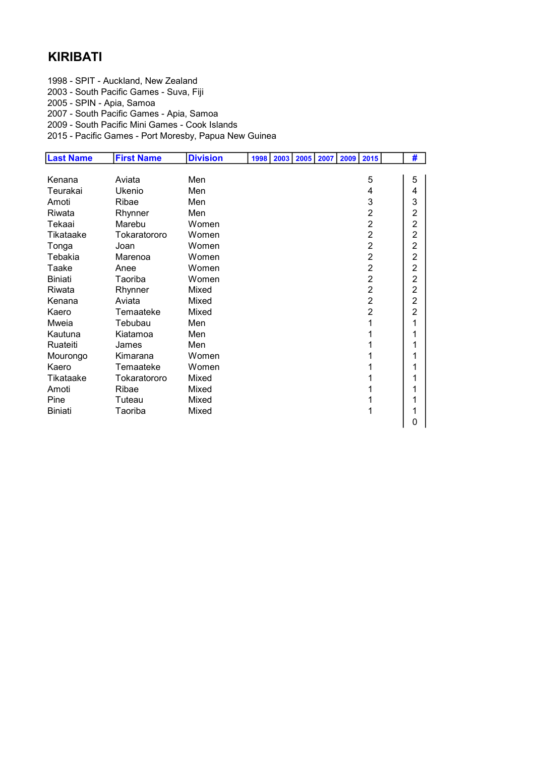# KIRIBATI

1998 - SPIT - Auckland, New Zealand
2003 - South Pacific Games - Suva, Fiji
2005 - SPIN - Apia, Samoa
2007 - South Pacific Games - Apia, Samoa
2009 - South Pacific Mini Games - Cook Islands
2015 - Pacific Games - Port Moresby, Papua New Guinea

| Last Name | First Name | Division | 1998 | 2003 | 2005 | 2007 | 2009 | 2015 | | # |
|---|---|---|---|---|---|---|---|---|---|---|
| Kenana | Aviata | Men | | | | | | 5 | | 5 |
| Teurakai | Ukenio | Men | | | | | | 4 | | 4 |
| Amoti | Ribae | Men | | | | | | 3 | | 3 |
| Riwata | Rhynner | Men | | | | | | 2 | | 2 |
| Tekaai | Marebu | Women | | | | | | 2 | | 2 |
| Tikataake | Tokaratororo | Women | | | | | | 2 | | 2 |
| Tonga | Joan | Women | | | | | | 2 | | 2 |
| Tebakia | Marenoa | Women | | | | | | 2 | | 2 |
| Taake | Anee | Women | | | | | | 2 | | 2 |
| Biniati | Taoriba | Women | | | | | | 2 | | 2 |
| Riwata | Rhynner | Mixed | | | | | | 2 | | 2 |
| Kenana | Aviata | Mixed | | | | | | 2 | | 2 |
| Kaero | Temaateke | Mixed | | | | | | 2 | | 2 |
| Mweia | Tebubau | Men | | | | | | 1 | | 1 |
| Kautuna | Kiatamoa | Men | | | | | | 1 | | 1 |
| Ruateiti | James | Men | | | | | | 1 | | 1 |
| Mourongo | Kimarana | Women | | | | | | 1 | | 1 |
| Kaero | Temaateke | Women | | | | | | 1 | | 1 |
| Tikataake | Tokaratororo | Mixed | | | | | | 1 | | 1 |
| Amoti | Ribae | Mixed | | | | | | 1 | | 1 |
| Pine | Tuteau | Mixed | | | | | | 1 | | 1 |
| Biniati | Taoriba | Mixed | | | | | | 1 | | 1 |
| | | | | | | | | | | 0 |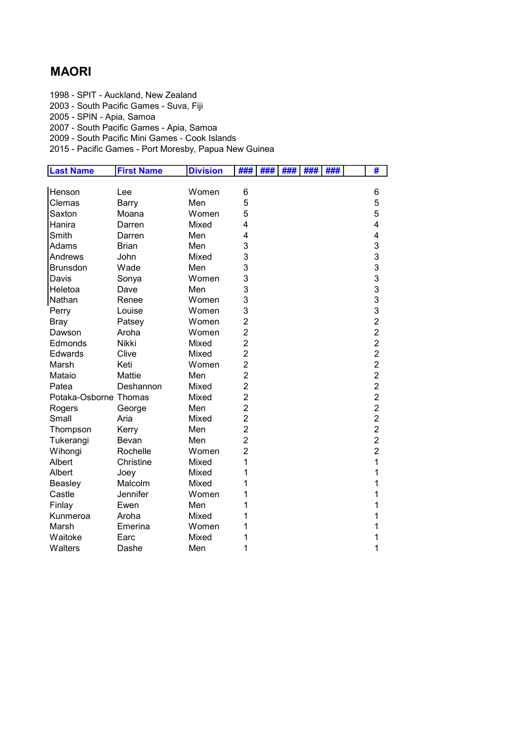# MAORI

1998 - SPIT - Auckland, New Zealand
2003 - South Pacific Games - Suva, Fiji
2005 - SPIN - Apia, Samoa
2007 - South Pacific Games - Apia, Samoa
2009 - South Pacific Mini Games - Cook Islands
2015 - Pacific Games - Port Moresby, Papua New Guinea

| Last Name | First Name | Division | ### | ### | ### | ### | ### | | # |
|---|---|---|---|---|---|---|---|---|---|
| Henson | Lee | Women | 6 | | | | | | 6 |
| Clemas | Barry | Men | 5 | | | | | | 5 |
| Saxton | Moana | Women | 5 | | | | | | 5 |
| Hanira | Darren | Mixed | 4 | | | | | | 4 |
| Smith | Darren | Men | 4 | | | | | | 4 |
| Adams | Brian | Men | 3 | | | | | | 3 |
| Andrews | John | Mixed | 3 | | | | | | 3 |
| Brunsdon | Wade | Men | 3 | | | | | | 3 |
| Davis | Sonya | Women | 3 | | | | | | 3 |
| Heletoa | Dave | Men | 3 | | | | | | 3 |
| Nathan | Renee | Women | 3 | | | | | | 3 |
| Perry | Louise | Women | 3 | | | | | | 3 |
| Bray | Patsey | Women | 2 | | | | | | 2 |
| Dawson | Aroha | Women | 2 | | | | | | 2 |
| Edmonds | Nikki | Mixed | 2 | | | | | | 2 |
| Edwards | Clive | Mixed | 2 | | | | | | 2 |
| Marsh | Keti | Women | 2 | | | | | | 2 |
| Mataio | Mattie | Men | 2 | | | | | | 2 |
| Patea | Deshannon | Mixed | 2 | | | | | | 2 |
| Potaka-Osborne | Thomas | Mixed | 2 | | | | | | 2 |
| Rogers | George | Men | 2 | | | | | | 2 |
| Small | Aria | Mixed | 2 | | | | | | 2 |
| Thompson | Kerry | Men | 2 | | | | | | 2 |
| Tukerangi | Bevan | Men | 2 | | | | | | 2 |
| Wihongi | Rochelle | Women | 2 | | | | | | 2 |
| Albert | Christine | Mixed | 1 | | | | | | 1 |
| Albert | Joey | Mixed | 1 | | | | | | 1 |
| Beasley | Malcolm | Mixed | 1 | | | | | | 1 |
| Castle | Jennifer | Women | 1 | | | | | | 1 |
| Finlay | Ewen | Men | 1 | | | | | | 1 |
| Kunmeroa | Aroha | Mixed | 1 | | | | | | 1 |
| Marsh | Emerina | Women | 1 | | | | | | 1 |
| Waitoke | Earc | Mixed | 1 | | | | | | 1 |
| Walters | Dashe | Men | 1 | | | | | | 1 |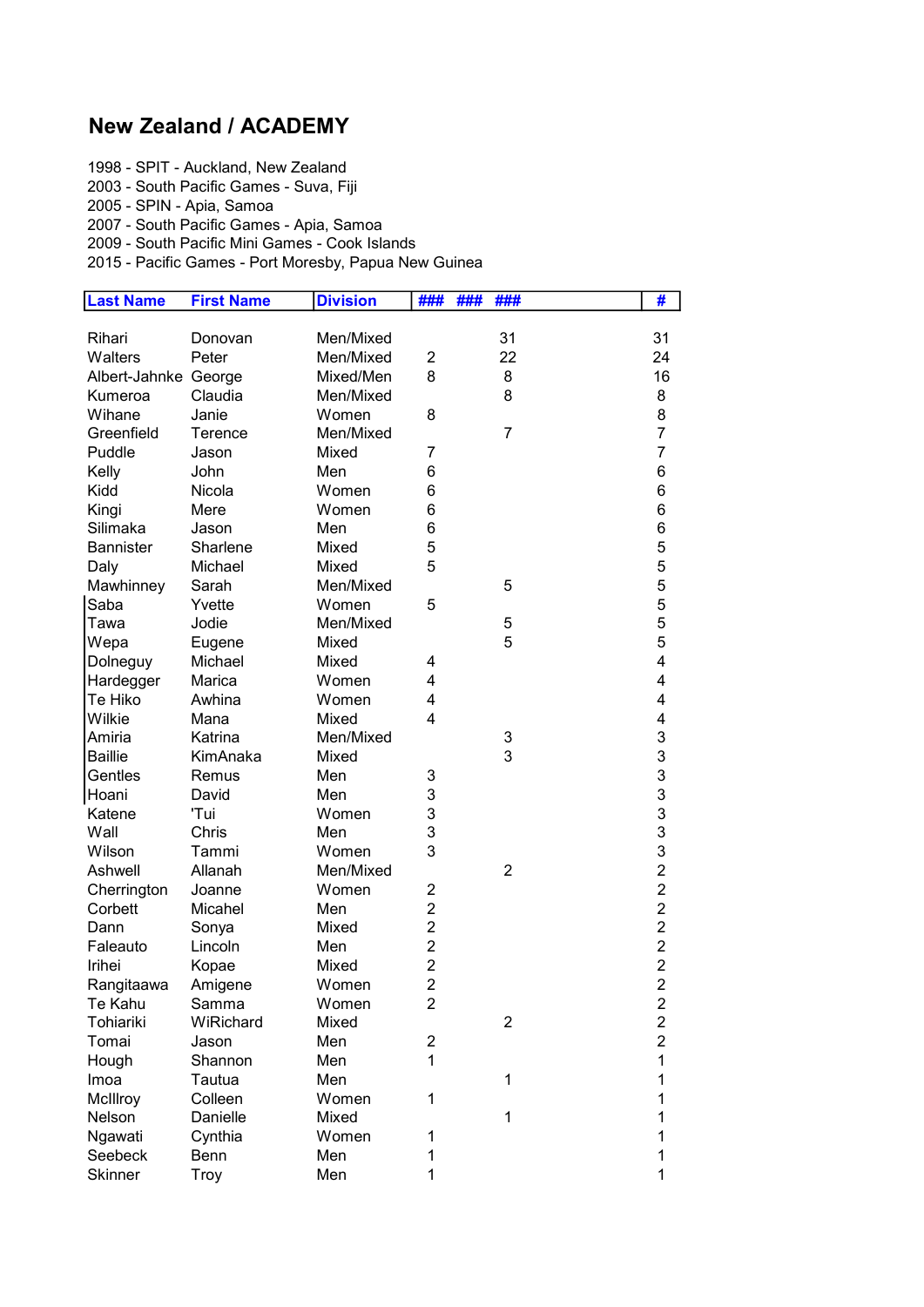## New Zealand / ACADEMY

1998 - SPIT - Auckland, New Zealand
2003 - South Pacific Games - Suva, Fiji
2005 - SPIN - Apia, Samoa
2007 - South Pacific Games - Apia, Samoa
2009 - South Pacific Mini Games - Cook Islands
2015 - Pacific Games - Port Moresby, Papua New Guinea

| Last Name | First Name | Division | ### | ### | ### | # |
|---|---|---|---|---|---|---|
| Rihari | Donovan | Men/Mixed | | | 31 | 31 |
| Walters | Peter | Men/Mixed | 2 | | 22 | 24 |
| Albert-Jahnke | George | Mixed/Men | 8 | | 8 | 16 |
| Kumeroa | Claudia | Men/Mixed | | | 8 | 8 |
| Wihane | Janie | Women | 8 | | | 8 |
| Greenfield | Terence | Men/Mixed | | | 7 | 7 |
| Puddle | Jason | Mixed | 7 | | | 7 |
| Kelly | John | Men | 6 | | | 6 |
| Kidd | Nicola | Women | 6 | | | 6 |
| Kingi | Mere | Women | 6 | | | 6 |
| Silimaka | Jason | Men | 6 | | | 6 |
| Bannister | Sharlene | Mixed | 5 | | | 5 |
| Daly | Michael | Mixed | 5 | | | 5 |
| Mawhinney | Sarah | Men/Mixed | | | 5 | 5 |
| Saba | Yvette | Women | 5 | | | 5 |
| Tawa | Jodie | Men/Mixed | | | 5 | 5 |
| Wepa | Eugene | Mixed | | | 5 | 5 |
| Dolneguy | Michael | Mixed | 4 | | | 4 |
| Hardegger | Marica | Women | 4 | | | 4 |
| Te Hiko | Awhina | Women | 4 | | | 4 |
| Wilkie | Mana | Mixed | 4 | | | 4 |
| Amiria | Katrina | Men/Mixed | | | 3 | 3 |
| Baillie | KimAnaka | Mixed | | | 3 | 3 |
| Gentles | Remus | Men | 3 | | | 3 |
| Hoani | David | Men | 3 | | | 3 |
| Katene | 'Tui | Women | 3 | | | 3 |
| Wall | Chris | Men | 3 | | | 3 |
| Wilson | Tammi | Women | 3 | | | 3 |
| Ashwell | Allanah | Men/Mixed | | | 2 | 2 |
| Cherrington | Joanne | Women | 2 | | | 2 |
| Corbett | Micahel | Men | 2 | | | 2 |
| Dann | Sonya | Mixed | 2 | | | 2 |
| Faleauto | Lincoln | Men | 2 | | | 2 |
| Irihei | Kopae | Mixed | 2 | | | 2 |
| Rangitaawa | Amigene | Women | 2 | | | 2 |
| Te Kahu | Samma | Women | 2 | | | 2 |
| Tohiariki | WiRichard | Mixed | | | 2 | 2 |
| Tomai | Jason | Men | 2 | | | 2 |
| Hough | Shannon | Men | 1 | | | 1 |
| Imoa | Tautua | Men | | | 1 | 1 |
| McIllroy | Colleen | Women | 1 | | | 1 |
| Nelson | Danielle | Mixed | | | 1 | 1 |
| Ngawati | Cynthia | Women | 1 | | | 1 |
| Seebeck | Benn | Men | 1 | | | 1 |
| Skinner | Troy | Men | 1 | | | 1 |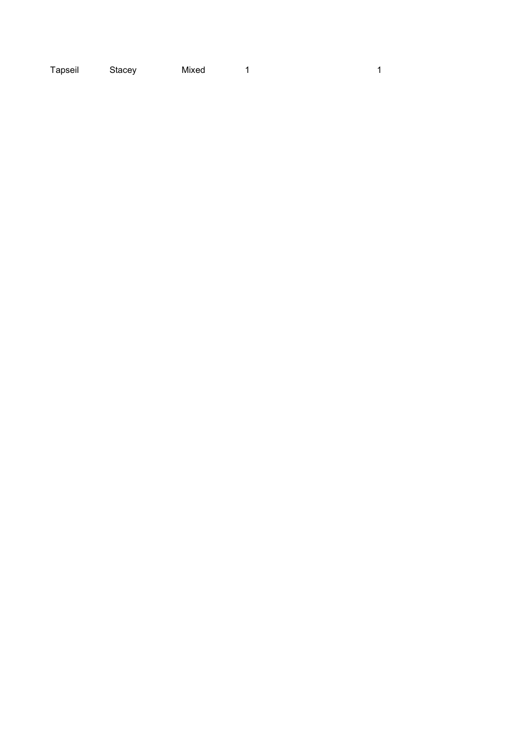| | | | | | | | |
|---|---|---|---|---|---|---|---|
| Tapseil | Stacey | Mixed | 1 | | | | 1 |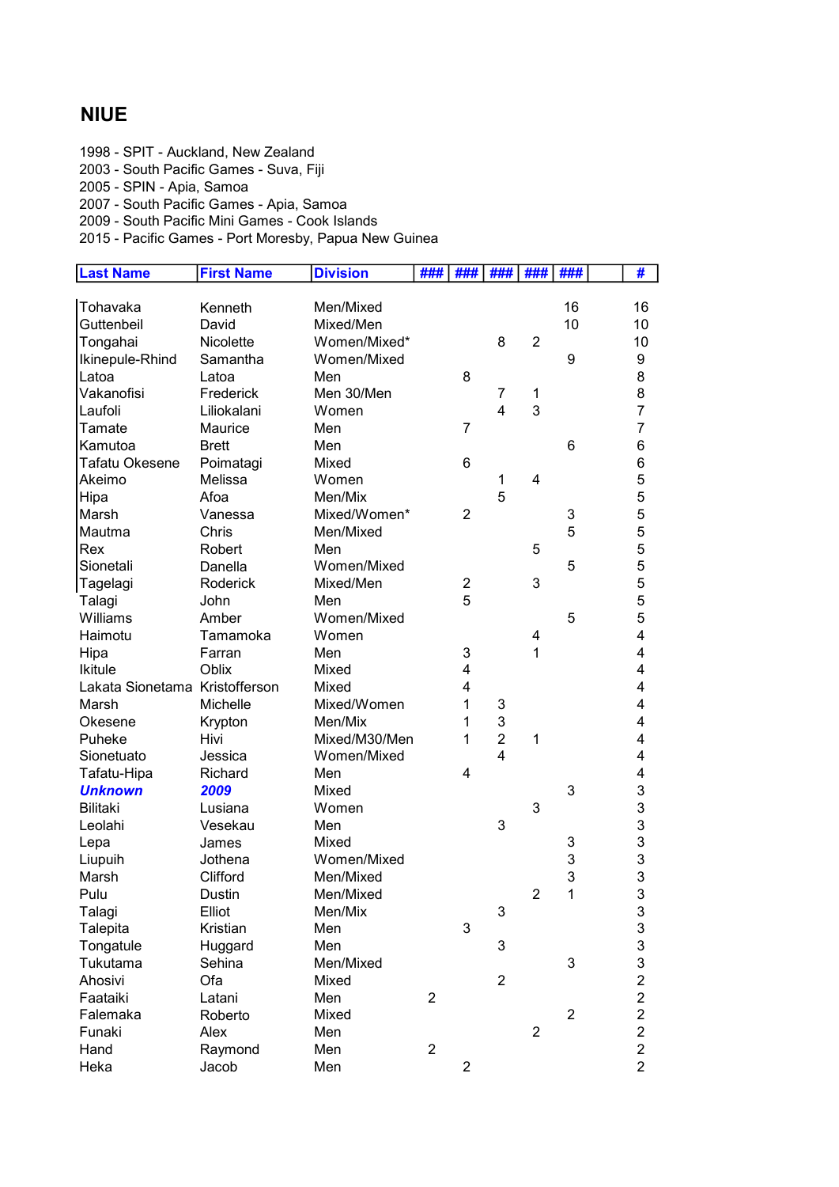# NIUE

1998 - SPIT - Auckland, New Zealand
2003 - South Pacific Games - Suva, Fiji
2005 - SPIN - Apia, Samoa
2007 - South Pacific Games - Apia, Samoa
2009 - South Pacific Mini Games - Cook Islands
2015 - Pacific Games - Port Moresby, Papua New Guinea

| Last Name | First Name | Division | ### | ### | ### | ### | ### | | # |
|---|---|---|---|---|---|---|---|---|---|
| Tohavaka | Kenneth | Men/Mixed | | | | | 16 | | 16 |
| Guttenbeil | David | Mixed/Men | | | | | 10 | | 10 |
| Tongahai | Nicolette | Women/Mixed* | | | 8 | 2 | | | 10 |
| Ikinepule-Rhind | Samantha | Women/Mixed | | | | | 9 | | 9 |
| Latoa | Latoa | Men | | 8 | | | | | 8 |
| Vakanofisi | Frederick | Men 30/Men | | | 7 | 1 | | | 8 |
| Laufoli | Liliokalani | Women | | | 4 | 3 | | | 7 |
| Tamate | Maurice | Men | | 7 | | | | | 7 |
| Kamutoa | Brett | Men | | | | | 6 | | 6 |
| Tafatu Okesene | Poimatagi | Mixed | | 6 | | | | | 6 |
| Akeimo | Melissa | Women | | | 1 | 4 | | | 5 |
| Hipa | Afoa | Men/Mix | | | 5 | | | | 5 |
| Marsh | Vanessa | Mixed/Women* | | 2 | | | 3 | | 5 |
| Mautma | Chris | Men/Mixed | | | | | 5 | | 5 |
| Rex | Robert | Men | | | | 5 | | | 5 |
| Sionetali | Danella | Women/Mixed | | | | | 5 | | 5 |
| Tagelagi | Roderick | Mixed/Men | | 2 | | 3 | | | 5 |
| Talagi | John | Men | | 5 | | | | | 5 |
| Williams | Amber | Women/Mixed | | | | | 5 | | 5 |
| Haimotu | Tamamoka | Women | | | | 4 | | | 4 |
| Hipa | Farran | Men | | 3 | | 1 | | | 4 |
| Ikitule | Oblix | Mixed | | 4 | | | | | 4 |
| Lakata Sionetama | Kristofferson | Mixed | | 4 | | | | | 4 |
| Marsh | Michelle | Mixed/Women | | 1 | 3 | | | | 4 |
| Okesene | Krypton | Men/Mix | | 1 | 3 | | | | 4 |
| Puheke | Hivi | Mixed/M30/Men | | 1 | 2 | 1 | | | 4 |
| Sionetuato | Jessica | Women/Mixed | | | 4 | | | | 4 |
| Tafatu-Hipa | Richard | Men | | 4 | | | | | 4 |
| ***Unknown*** | ***2009*** | Mixed | | | | | 3 | | 3 |
| Bilitaki | Lusiana | Women | | | | 3 | | | 3 |
| Leolahi | Vesekau | Men | | | 3 | | | | 3 |
| Lepa | James | Mixed | | | | | 3 | | 3 |
| Liupuih | Jothena | Women/Mixed | | | | | 3 | | 3 |
| Marsh | Clifford | Men/Mixed | | | | | 3 | | 3 |
| Pulu | Dustin | Men/Mixed | | | | 2 | 1 | | 3 |
| Talagi | Elliot | Men/Mix | | | 3 | | | | 3 |
| Talepita | Kristian | Men | | 3 | | | | | 3 |
| Tongatule | Huggard | Men | | | 3 | | | | 3 |
| Tukutama | Sehina | Men/Mixed | | | | | 3 | | 3 |
| Ahosivi | Ofa | Mixed | | | 2 | | | | 2 |
| Faataiki | Latani | Men | 2 | | | | | | 2 |
| Falemaka | Roberto | Mixed | | | | | 2 | | 2 |
| Funaki | Alex | Men | | | | 2 | | | 2 |
| Hand | Raymond | Men | 2 | | | | | | 2 |
| Heka | Jacob | Men | | 2 | | | | | 2 |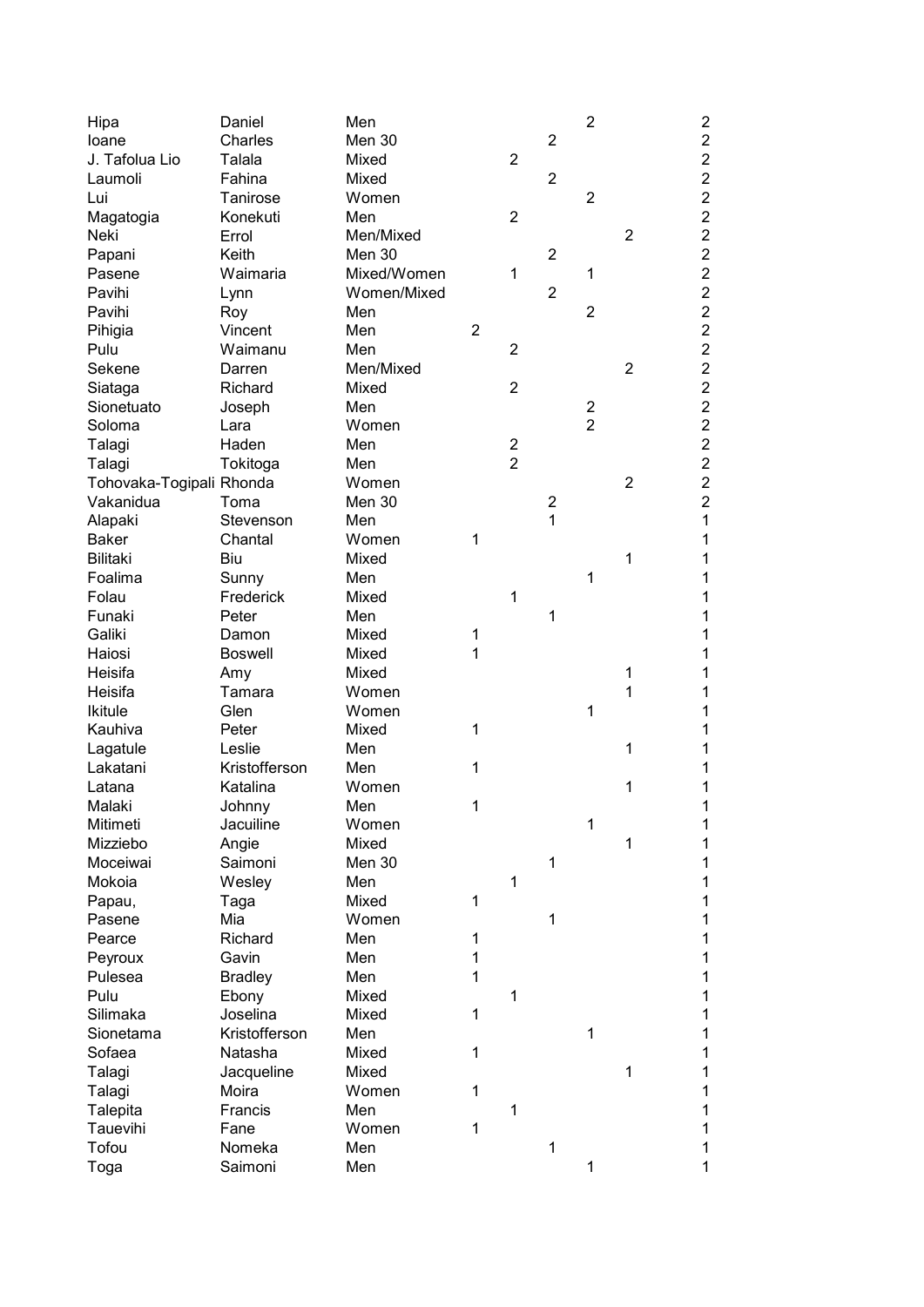| | | | | | | | | |
|---|---|---|---|---|---|---|---|---|
| Hipa | Daniel | Men | | | | 2 | | 2 |
| Ioane | Charles | Men 30 | | | 2 | | | 2 |
| J. Tafolua Lio | Talala | Mixed | | 2 | | | | 2 |
| Laumoli | Fahina | Mixed | | | 2 | | | 2 |
| Lui | Tanirose | Women | | | | 2 | | 2 |
| Magatogia | Konekuti | Men | | 2 | | | | 2 |
| Neki | Errol | Men/Mixed | | | | | 2 | 2 |
| Papani | Keith | Men 30 | | | 2 | | | 2 |
| Pasene | Waimaria | Mixed/Women | | 1 | | 1 | | 2 |
| Pavihi | Lynn | Women/Mixed | | | 2 | | | 2 |
| Pavihi | Roy | Men | | | | 2 | | 2 |
| Pihigia | Vincent | Men | 2 | | | | | 2 |
| Pulu | Waimanu | Men | | 2 | | | | 2 |
| Sekene | Darren | Men/Mixed | | | | | 2 | 2 |
| Siataga | Richard | Mixed | | 2 | | | | 2 |
| Sionetuato | Joseph | Men | | | | 2 | | 2 |
| Soloma | Lara | Women | | | | 2 | | 2 |
| Talagi | Haden | Men | | 2 | | | | 2 |
| Talagi | Tokitoga | Men | | 2 | | | | 2 |
| Tohovaka-Togipali | Rhonda | Women | | | | | 2 | 2 |
| Vakanidua | Toma | Men 30 | | | 2 | | | 2 |
| Alapaki | Stevenson | Men | | | 1 | | | 1 |
| Baker | Chantal | Women | 1 | | | | | 1 |
| Bilitaki | Biu | Mixed | | | | | 1 | 1 |
| Foalima | Sunny | Men | | | | 1 | | 1 |
| Folau | Frederick | Mixed | | 1 | | | | 1 |
| Funaki | Peter | Men | | | 1 | | | 1 |
| Galiki | Damon | Mixed | 1 | | | | | 1 |
| Haiosi | Boswell | Mixed | 1 | | | | | 1 |
| Heisifa | Amy | Mixed | | | | | 1 | 1 |
| Heisifa | Tamara | Women | | | | | 1 | 1 |
| Ikitule | Glen | Women | | | | 1 | | 1 |
| Kauhiva | Peter | Mixed | 1 | | | | | 1 |
| Lagatule | Leslie | Men | | | | | 1 | 1 |
| Lakatani | Kristofferson | Men | 1 | | | | | 1 |
| Latana | Katalina | Women | | | | | 1 | 1 |
| Malaki | Johnny | Men | 1 | | | | | 1 |
| Mitimeti | Jacuiline | Women | | | | 1 | | 1 |
| Mizziebo | Angie | Mixed | | | | | 1 | 1 |
| Moceiwai | Saimoni | Men 30 | | | 1 | | | 1 |
| Mokoia | Wesley | Men | | 1 | | | | 1 |
| Papau, | Taga | Mixed | 1 | | | | | 1 |
| Pasene | Mia | Women | | | 1 | | | 1 |
| Pearce | Richard | Men | 1 | | | | | 1 |
| Peyroux | Gavin | Men | 1 | | | | | 1 |
| Pulesea | Bradley | Men | 1 | | | | | 1 |
| Pulu | Ebony | Mixed | | 1 | | | | 1 |
| Silimaka | Joselina | Mixed | 1 | | | | | 1 |
| Sionetama | Kristofferson | Men | | | | 1 | | 1 |
| Sofaea | Natasha | Mixed | 1 | | | | | 1 |
| Talagi | Jacqueline | Mixed | | | | | 1 | 1 |
| Talagi | Moira | Women | 1 | | | | | 1 |
| Talepita | Francis | Men | | 1 | | | | 1 |
| Tauevihi | Fane | Women | 1 | | | | | 1 |
| Tofou | Nomeka | Men | | | 1 | | | 1 |
| Toga | Saimoni | Men | | | | 1 | | 1 |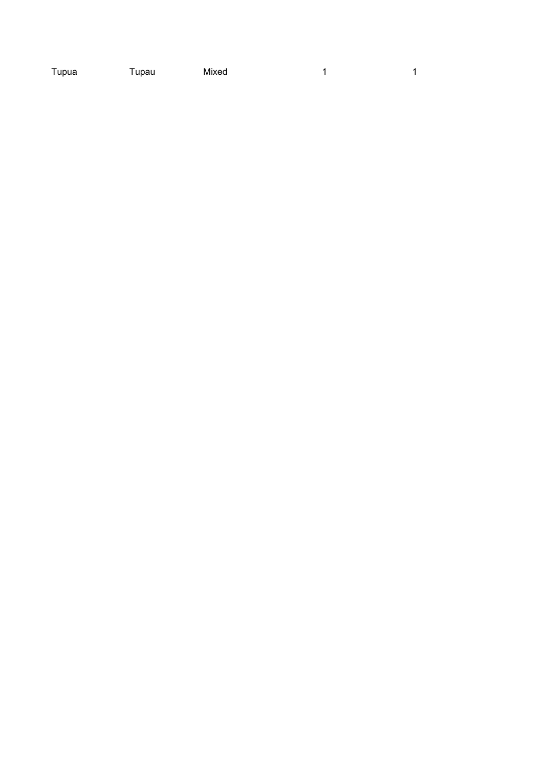| | | | | |
|---|---|---|---|---|
| Tupua | Tupau | Mixed | 1 | 1 |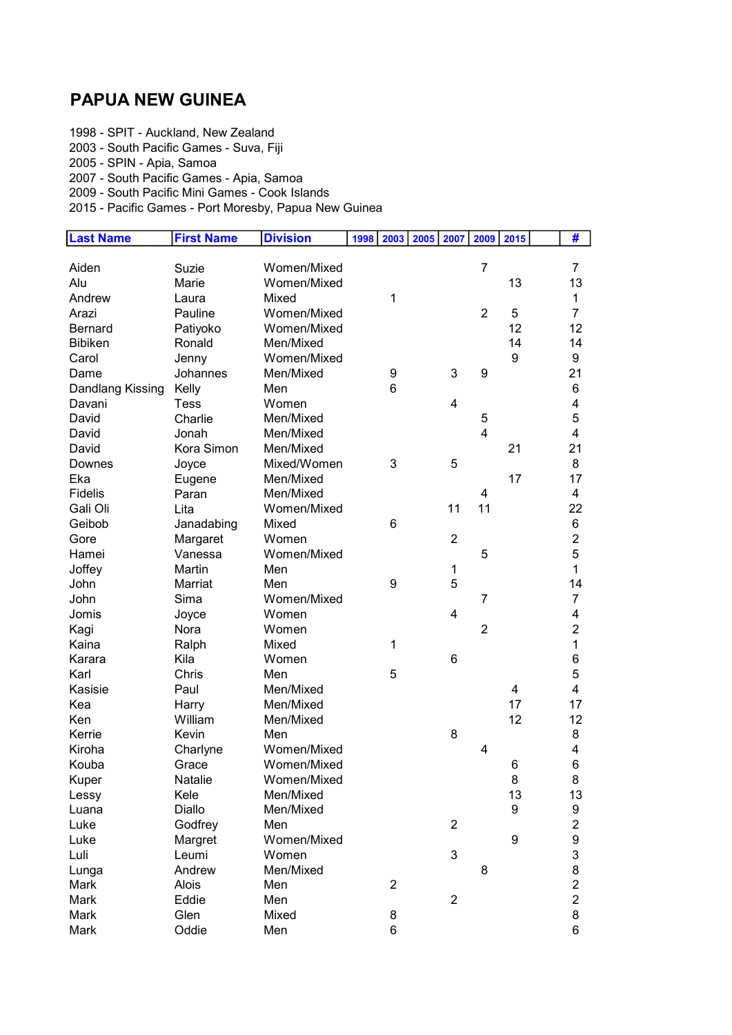# PAPUA NEW GUINEA

1998 - SPIT - Auckland, New Zealand
2003 - South Pacific Games - Suva, Fiji
2005 - SPIN - Apia, Samoa
2007 - South Pacific Games - Apia, Samoa
2009 - South Pacific Mini Games - Cook Islands
2015 - Pacific Games - Port Moresby, Papua New Guinea

| Last Name | First Name | Division | 1998 | 2003 | 2005 | 2007 | 2009 | 2015 | | # |
|---|---|---|---|---|---|---|---|---|---|---|
| Aiden | Suzie | Women/Mixed | | | | | 7 | | | 7 |
| Alu | Marie | Women/Mixed | | | | | | 13 | | 13 |
| Andrew | Laura | Mixed | | 1 | | | | | | 1 |
| Arazi | Pauline | Women/Mixed | | | | | 2 | 5 | | 7 |
| Bernard | Patiyoko | Women/Mixed | | | | | | 12 | | 12 |
| Bibiken | Ronald | Men/Mixed | | | | | | 14 | | 14 |
| Carol | Jenny | Women/Mixed | | | | | | 9 | | 9 |
| Dame | Johannes | Men/Mixed | | 9 | | 3 | 9 | | | 21 |
| Dandlang Kissing | Kelly | Men | | 6 | | | | | | 6 |
| Davani | Tess | Women | | | | 4 | | | | 4 |
| David | Charlie | Men/Mixed | | | | | 5 | | | 5 |
| David | Jonah | Men/Mixed | | | | | 4 | | | 4 |
| David | Kora Simon | Men/Mixed | | | | | | 21 | | 21 |
| Downes | Joyce | Mixed/Women | | 3 | | 5 | | | | 8 |
| Eka | Eugene | Men/Mixed | | | | | | 17 | | 17 |
| Fidelis | Paran | Men/Mixed | | | | | 4 | | | 4 |
| Gali Oli | Lita | Women/Mixed | | | | 11 | 11 | | | 22 |
| Geibob | Janadabing | Mixed | | 6 | | | | | | 6 |
| Gore | Margaret | Women | | | | 2 | | | | 2 |
| Hamei | Vanessa | Women/Mixed | | | | | 5 | | | 5 |
| Joffey | Martin | Men | | | | 1 | | | | 1 |
| John | Marriat | Men | | 9 | | 5 | | | | 14 |
| John | Sima | Women/Mixed | | | | | 7 | | | 7 |
| Jomis | Joyce | Women | | | | 4 | | | | 4 |
| Kagi | Nora | Women | | | | | 2 | | | 2 |
| Kaina | Ralph | Mixed | | 1 | | | | | | 1 |
| Karara | Kila | Women | | | | 6 | | | | 6 |
| Karl | Chris | Men | | 5 | | | | | | 5 |
| Kasisie | Paul | Men/Mixed | | | | | | 4 | | 4 |
| Kea | Harry | Men/Mixed | | | | | | 17 | | 17 |
| Ken | William | Men/Mixed | | | | | | 12 | | 12 |
| Kerrie | Kevin | Men | | | | 8 | | | | 8 |
| Kiroha | Charlyne | Women/Mixed | | | | | 4 | | | 4 |
| Kouba | Grace | Women/Mixed | | | | | | 6 | | 6 |
| Kuper | Natalie | Women/Mixed | | | | | | 8 | | 8 |
| Lessy | Kele | Men/Mixed | | | | | | 13 | | 13 |
| Luana | Diallo | Men/Mixed | | | | | | 9 | | 9 |
| Luke | Godfrey | Men | | | | 2 | | | | 2 |
| Luke | Margret | Women/Mixed | | | | | | 9 | | 9 |
| Luli | Leumi | Women | | | | 3 | | | | 3 |
| Lunga | Andrew | Men/Mixed | | | | | 8 | | | 8 |
| Mark | Alois | Men | | 2 | | | | | | 2 |
| Mark | Eddie | Men | | | | 2 | | | | 2 |
| Mark | Glen | Mixed | | 8 | | | | | | 8 |
| Mark | Oddie | Men | | 6 | | | | | | 6 |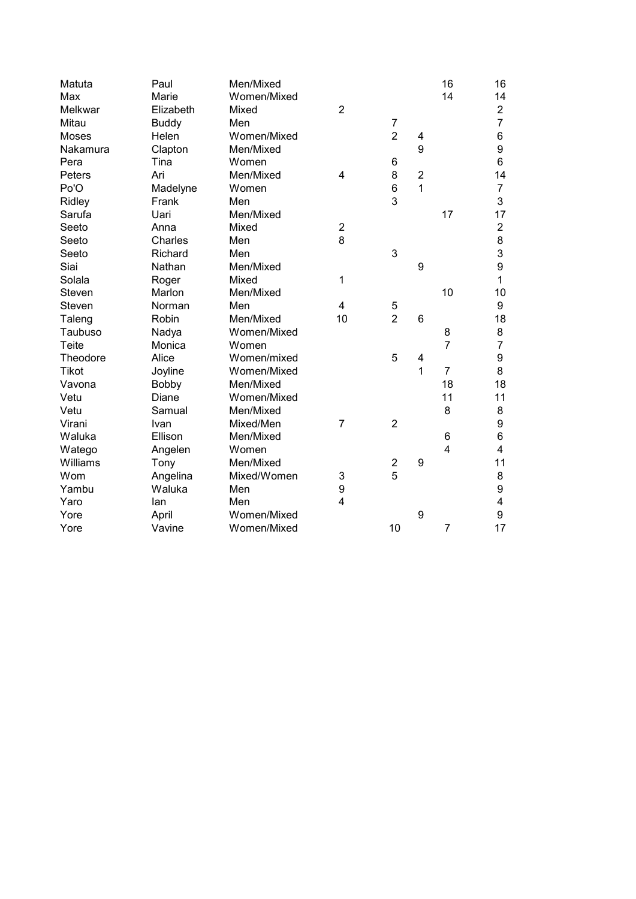| | | | | | | | |
|---|---|---|---|---|---|---|---|
| Matuta | Paul | Men/Mixed | | | | 16 | 16 |
| Max | Marie | Women/Mixed | | | | 14 | 14 |
| Melkwar | Elizabeth | Mixed | 2 | | | | 2 |
| Mitau | Buddy | Men | | 7 | | | 7 |
| Moses | Helen | Women/Mixed | | 2 | 4 | | 6 |
| Nakamura | Clapton | Men/Mixed | | | 9 | | 9 |
| Pera | Tina | Women | | 6 | | | 6 |
| Peters | Ari | Men/Mixed | 4 | 8 | 2 | | 14 |
| Po'O | Madelyne | Women | | 6 | 1 | | 7 |
| Ridley | Frank | Men | | 3 | | | 3 |
| Sarufa | Uari | Men/Mixed | | | | 17 | 17 |
| Seeto | Anna | Mixed | 2 | | | | 2 |
| Seeto | Charles | Men | 8 | | | | 8 |
| Seeto | Richard | Men | | 3 | | | 3 |
| Siai | Nathan | Men/Mixed | | | 9 | | 9 |
| Solala | Roger | Mixed | 1 | | | | 1 |
| Steven | Marlon | Men/Mixed | | | | 10 | 10 |
| Steven | Norman | Men | 4 | 5 | | | 9 |
| Taleng | Robin | Men/Mixed | 10 | 2 | 6 | | 18 |
| Taubuso | Nadya | Women/Mixed | | | | 8 | 8 |
| Teite | Monica | Women | | | | 7 | 7 |
| Theodore | Alice | Women/mixed | | 5 | 4 | | 9 |
| Tikot | Joyline | Women/Mixed | | | 1 | 7 | 8 |
| Vavona | Bobby | Men/Mixed | | | | 18 | 18 |
| Vetu | Diane | Women/Mixed | | | | 11 | 11 |
| Vetu | Samual | Men/Mixed | | | | 8 | 8 |
| Virani | Ivan | Mixed/Men | 7 | 2 | | | 9 |
| Waluka | Ellison | Men/Mixed | | | | 6 | 6 |
| Watego | Angelen | Women | | | | 4 | 4 |
| Williams | Tony | Men/Mixed | | 2 | 9 | | 11 |
| Wom | Angelina | Mixed/Women | 3 | 5 | | | 8 |
| Yambu | Waluka | Men | 9 | | | | 9 |
| Yaro | Ian | Men | 4 | | | | 4 |
| Yore | April | Women/Mixed | | | 9 | | 9 |
| Yore | Vavine | Women/Mixed | | 10 | | 7 | 17 |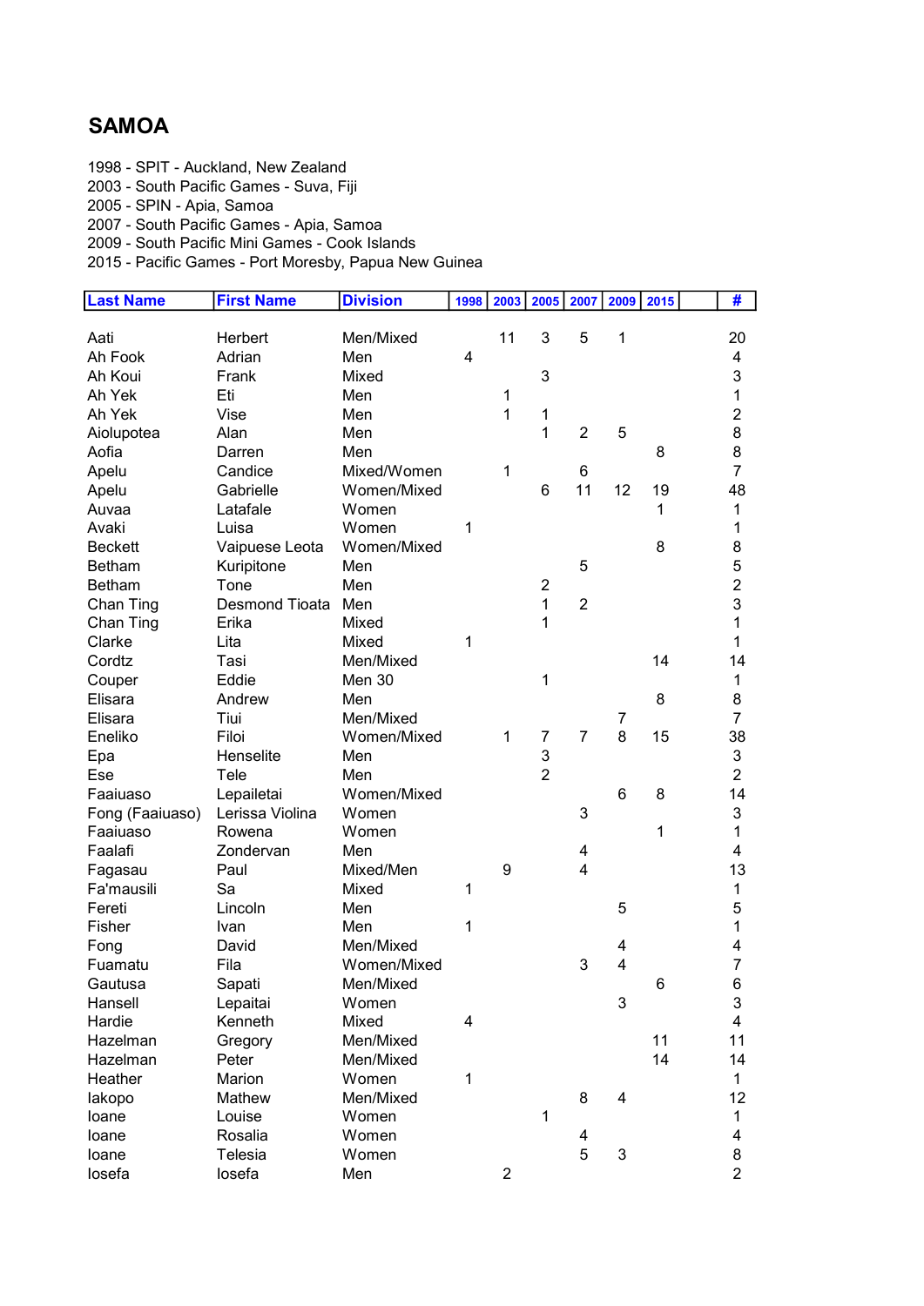# SAMOA

1998 - SPIT - Auckland, New Zealand
2003 - South Pacific Games - Suva, Fiji
2005 - SPIN - Apia, Samoa
2007 - South Pacific Games - Apia, Samoa
2009 - South Pacific Mini Games - Cook Islands
2015 - Pacific Games - Port Moresby, Papua New Guinea

| Last Name | First Name | Division | 1998 | 2003 | 2005 | 2007 | 2009 | 2015 | | # |
|---|---|---|---|---|---|---|---|---|---|---|
| Aati | Herbert | Men/Mixed | | 11 | 3 | 5 | 1 | | | 20 |
| Ah Fook | Adrian | Men | 4 | | | | | | | 4 |
| Ah Koui | Frank | Mixed | | | 3 | | | | | 3 |
| Ah Yek | Eti | Men | | 1 | | | | | | 1 |
| Ah Yek | Vise | Men | | 1 | 1 | | | | | 2 |
| Aiolupotea | Alan | Men | | | 1 | 2 | 5 | | | 8 |
| Aofia | Darren | Men | | | | | | 8 | | 8 |
| Apelu | Candice | Mixed/Women | | 1 | | 6 | | | | 7 |
| Apelu | Gabrielle | Women/Mixed | | | 6 | 11 | 12 | 19 | | 48 |
| Auvaa | Latafale | Women | | | | | | 1 | | 1 |
| Avaki | Luisa | Women | 1 | | | | | | | 1 |
| Beckett | Vaipuese Leota | Women/Mixed | | | | | | 8 | | 8 |
| Betham | Kuripitone | Men | | | | 5 | | | | 5 |
| Betham | Tone | Men | | | 2 | | | | | 2 |
| Chan Ting | Desmond Tioata | Men | | | 1 | 2 | | | | 3 |
| Chan Ting | Erika | Mixed | | | 1 | | | | | 1 |
| Clarke | Lita | Mixed | 1 | | | | | | | 1 |
| Cordtz | Tasi | Men/Mixed | | | | | | 14 | | 14 |
| Couper | Eddie | Men 30 | | | 1 | | | | | 1 |
| Elisara | Andrew | Men | | | | | | 8 | | 8 |
| Elisara | Tiui | Men/Mixed | | | | | 7 | | | 7 |
| Eneliko | Filoi | Women/Mixed | | 1 | 7 | 7 | 8 | 15 | | 38 |
| Epa | Henselite | Men | | | 3 | | | | | 3 |
| Ese | Tele | Men | | | 2 | | | | | 2 |
| Faaiuaso | Lepailetai | Women/Mixed | | | | | 6 | 8 | | 14 |
| Fong (Faaiuaso) | Lerissa Violina | Women | | | | 3 | | | | 3 |
| Faaiuaso | Rowena | Women | | | | | | 1 | | 1 |
| Faalafi | Zondervan | Men | | | | 4 | | | | 4 |
| Fagasau | Paul | Mixed/Men | | 9 | | 4 | | | | 13 |
| Fa'mausili | Sa | Mixed | 1 | | | | | | | 1 |
| Fereti | Lincoln | Men | | | | | 5 | | | 5 |
| Fisher | Ivan | Men | 1 | | | | | | | 1 |
| Fong | David | Men/Mixed | | | | | 4 | | | 4 |
| Fuamatu | Fila | Women/Mixed | | | | 3 | 4 | | | 7 |
| Gautusa | Sapati | Men/Mixed | | | | | | 6 | | 6 |
| Hansell | Lepaitai | Women | | | | | 3 | | | 3 |
| Hardie | Kenneth | Mixed | 4 | | | | | | | 4 |
| Hazelman | Gregory | Men/Mixed | | | | | | 11 | | 11 |
| Hazelman | Peter | Men/Mixed | | | | | | 14 | | 14 |
| Heather | Marion | Women | 1 | | | | | | | 1 |
| Iakopo | Mathew | Men/Mixed | | | | 8 | 4 | | | 12 |
| Ioane | Louise | Women | | | 1 | | | | | 1 |
| Ioane | Rosalia | Women | | | | 4 | | | | 4 |
| Ioane | Telesia | Women | | | | 5 | 3 | | | 8 |
| Iosefa | Iosefa | Men | | 2 | | | | | | 2 |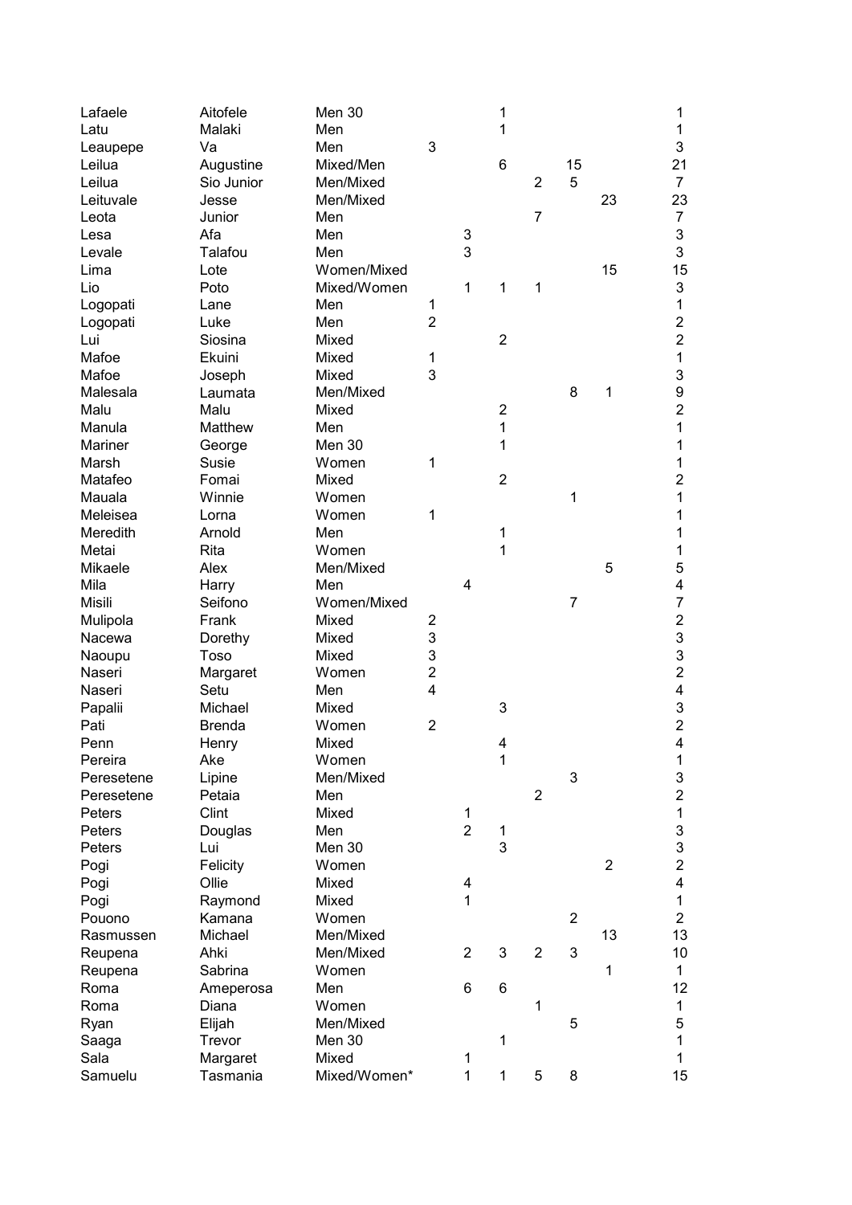| | | | | | | | | | |
|---|---|---|---|---|---|---|---|---|---|
| Lafaele | Aitofele | Men 30 | | | 1 | | | | 1 |
| Latu | Malaki | Men | | | 1 | | | | 1 |
| Leaupepe | Va | Men | 3 | | | | | | 3 |
| Leilua | Augustine | Mixed/Men | | | 6 | | 15 | | 21 |
| Leilua | Sio Junior | Men/Mixed | | | | 2 | 5 | | 7 |
| Leituvale | Jesse | Men/Mixed | | | | | | 23 | 23 |
| Leota | Junior | Men | | | | 7 | | | 7 |
| Lesa | Afa | Men | | 3 | | | | | 3 |
| Levale | Talafou | Men | | 3 | | | | | 3 |
| Lima | Lote | Women/Mixed | | | | | | 15 | 15 |
| Lio | Poto | Mixed/Women | | 1 | 1 | 1 | | | 3 |
| Logopati | Lane | Men | 1 | | | | | | 1 |
| Logopati | Luke | Men | 2 | | | | | | 2 |
| Lui | Siosina | Mixed | | | 2 | | | | 2 |
| Mafoe | Ekuini | Mixed | 1 | | | | | | 1 |
| Mafoe | Joseph | Mixed | 3 | | | | | | 3 |
| Malesala | Laumata | Men/Mixed | | | | | 8 | 1 | 9 |
| Malu | Malu | Mixed | | | 2 | | | | 2 |
| Manula | Matthew | Men | | | 1 | | | | 1 |
| Mariner | George | Men 30 | | | 1 | | | | 1 |
| Marsh | Susie | Women | 1 | | | | | | 1 |
| Matafeo | Fomai | Mixed | | | 2 | | | | 2 |
| Mauala | Winnie | Women | | | | | 1 | | 1 |
| Meleisea | Lorna | Women | 1 | | | | | | 1 |
| Meredith | Arnold | Men | | | 1 | | | | 1 |
| Metai | Rita | Women | | | 1 | | | | 1 |
| Mikaele | Alex | Men/Mixed | | | | | | 5 | 5 |
| Mila | Harry | Men | | 4 | | | | | 4 |
| Misili | Seifono | Women/Mixed | | | | | 7 | | 7 |
| Mulipola | Frank | Mixed | 2 | | | | | | 2 |
| Nacewa | Dorethy | Mixed | 3 | | | | | | 3 |
| Naoupu | Toso | Mixed | 3 | | | | | | 3 |
| Naseri | Margaret | Women | 2 | | | | | | 2 |
| Naseri | Setu | Men | 4 | | | | | | 4 |
| Papalii | Michael | Mixed | | | 3 | | | | 3 |
| Pati | Brenda | Women | 2 | | | | | | 2 |
| Penn | Henry | Mixed | | | 4 | | | | 4 |
| Pereira | Ake | Women | | | 1 | | | | 1 |
| Peresetene | Lipine | Men/Mixed | | | | | 3 | | 3 |
| Peresetene | Petaia | Men | | | | 2 | | | 2 |
| Peters | Clint | Mixed | | 1 | | | | | 1 |
| Peters | Douglas | Men | | 2 | 1 | | | | 3 |
| Peters | Lui | Men 30 | | | 3 | | | | 3 |
| Pogi | Felicity | Women | | | | | | 2 | 2 |
| Pogi | Ollie | Mixed | | 4 | | | | | 4 |
| Pogi | Raymond | Mixed | | 1 | | | | | 1 |
| Pouono | Kamana | Women | | | | | 2 | | 2 |
| Rasmussen | Michael | Men/Mixed | | | | | | 13 | 13 |
| Reupena | Ahki | Men/Mixed | | 2 | 3 | 2 | 3 | | 10 |
| Reupena | Sabrina | Women | | | | | | 1 | 1 |
| Roma | Ameperosa | Men | | 6 | 6 | | | | 12 |
| Roma | Diana | Women | | | | 1 | | | 1 |
| Ryan | Elijah | Men/Mixed | | | | | 5 | | 5 |
| Saaga | Trevor | Men 30 | | | 1 | | | | 1 |
| Sala | Margaret | Mixed | | 1 | | | | | 1 |
| Samuelu | Tasmania | Mixed/Women* | | 1 | 1 | 5 | 8 | | 15 |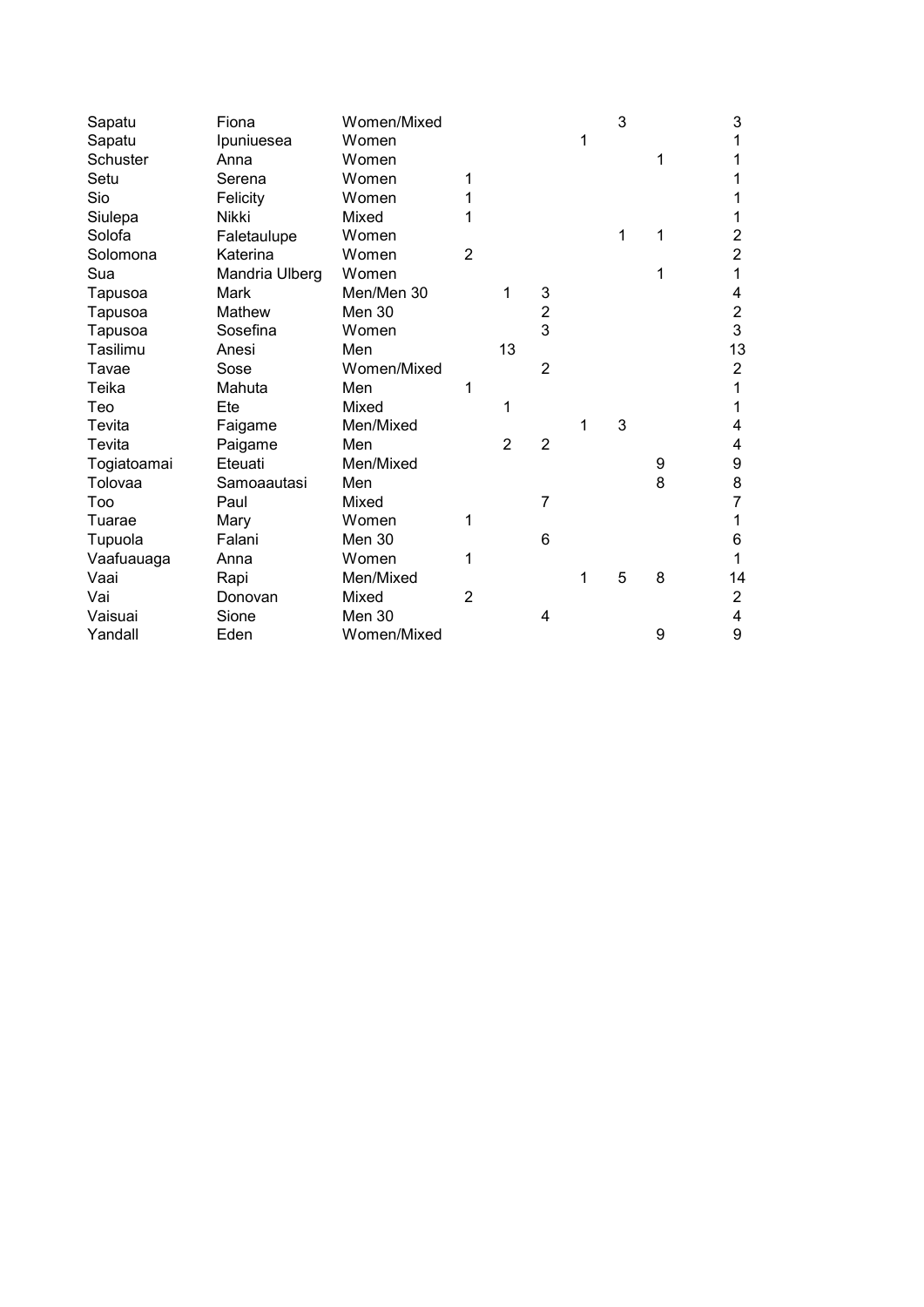| | | | | | | | | | |
|---|---|---|---|---|---|---|---|---|---|
| Sapatu | Fiona | Women/Mixed | | | | | 3 | | 3 |
| Sapatu | Ipuniuesea | Women | | | | 1 | | | 1 |
| Schuster | Anna | Women | | | | | | 1 | 1 |
| Setu | Serena | Women | 1 | | | | | | 1 |
| Sio | Felicity | Women | 1 | | | | | | 1 |
| Siulepa | Nikki | Mixed | 1 | | | | | | 1 |
| Solofa | Faletaulupe | Women | | | | | 1 | 1 | 2 |
| Solomona | Katerina | Women | 2 | | | | | | 2 |
| Sua | Mandria Ulberg | Women | | | | | | 1 | 1 |
| Tapusoa | Mark | Men/Men 30 | | 1 | 3 | | | | 4 |
| Tapusoa | Mathew | Men 30 | | | 2 | | | | 2 |
| Tapusoa | Sosefina | Women | | | 3 | | | | 3 |
| Tasilimu | Anesi | Men | | 13 | | | | | 13 |
| Tavae | Sose | Women/Mixed | | | 2 | | | | 2 |
| Teika | Mahuta | Men | 1 | | | | | | 1 |
| Teo | Ete | Mixed | | 1 | | | | | 1 |
| Tevita | Faigame | Men/Mixed | | | | 1 | 3 | | 4 |
| Tevita | Paigame | Men | | 2 | 2 | | | | 4 |
| Togiatoamai | Eteuati | Men/Mixed | | | | | | 9 | 9 |
| Tolovaa | Samoaautasi | Men | | | | | | 8 | 8 |
| Too | Paul | Mixed | | | 7 | | | | 7 |
| Tuarae | Mary | Women | 1 | | | | | | 1 |
| Tupuola | Falani | Men 30 | | | 6 | | | | 6 |
| Vaafuauaga | Anna | Women | 1 | | | | | | 1 |
| Vaai | Rapi | Men/Mixed | | | | 1 | 5 | 8 | 14 |
| Vai | Donovan | Mixed | 2 | | | | | | 2 |
| Vaisuai | Sione | Men 30 | | | 4 | | | | 4 |
| Yandall | Eden | Women/Mixed | | | | | | 9 | 9 |